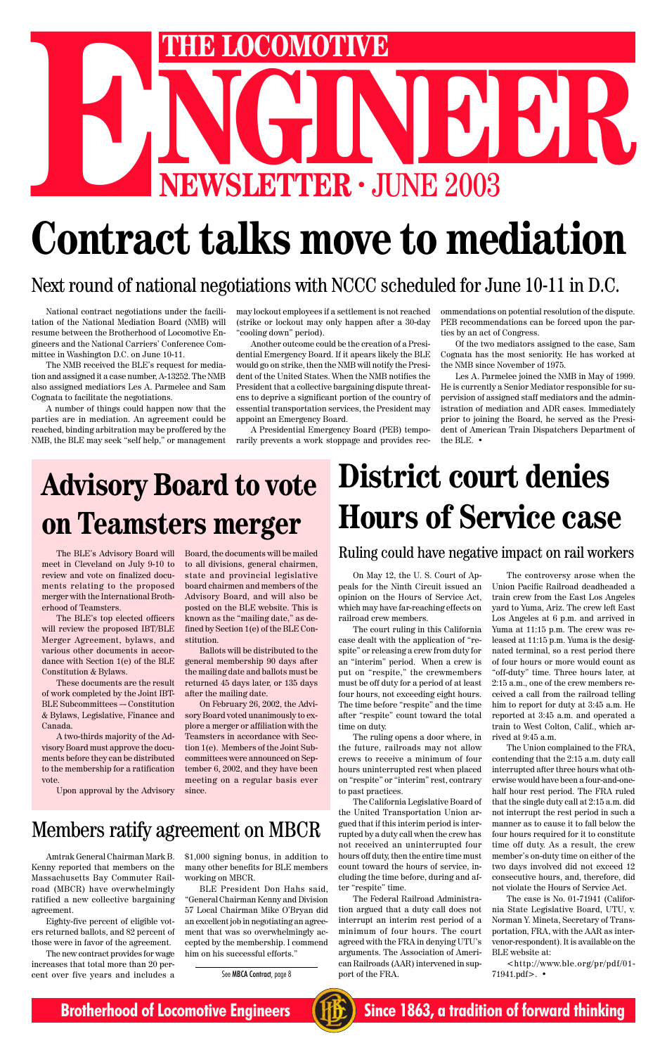# THE LOCOMOTIVE ENGINEER

## NEWSLETTER · JUNE 2003

# Contract talks move to mediation

## Next round of national negotiations with NCCC scheduled for June 10-11 in D.C.

National contract negotiations under the facilitation of the National Mediation Board (NMB) will resume between the Brotherhood of Locomotive Engineers and the National Carriers' Conference Committee in Washington D.C. on June 10-11.

The NMB received the BLE's request for mediation and assigned it a case number, A-13252. The NMB also assigned mediators Les A. Parmelee and Sam Cognata to facilitate the negotiations.

A number of things could happen now that the parties are in mediation. An agreement could be reached, binding arbitration may be proffered by the NMB, the BLE may seek "self help," or management may lockout employees if a settlement is not reached (strike or lockout may only happen after a 30-day "cooling down" period).

Another outcome could be the creation of a Presidential Emergency Board. If it apears likely the BLE would go on strike, then the NMB will notify the President of the United States. When the NMB notifies the President that a collective bargaining dispute threatens to deprive a significant portion of the country of essential transportation services, the President may appoint an Emergency Board.

A Presidential Emergency Board (PEB) temporarily prevents a work stoppage and provides recommendations on potential resolution of the dispute. PEB recommendations can be forced upon the parties by an act of Congress.

Of the two mediators assigned to the case, Sam Cognata has the most seniority. He has worked at the NMB since November of 1975.

Les A. Parmelee joined the NMB in May of 1999. He is currently a Senior Mediator responsible for supervision of assigned staff mediators and the administration of mediation and ADR cases. Immediately prior to joining the Board, he served as the President of American Train Dispatchers Department of the BLE. •

# Advisory Board to vote on Teamsters merger

The BLE's Advisory Board will meet in Cleveland on July 9-10 to review and vote on finalized documents relating to the proposed merger with the International Brotherhood of Teamsters.

The BLE's top elected officers will review the proposed IBT/BLE Merger Agreement, bylaws, and various other documents in accordance with Section 1(e) of the BLE Constitution & Bylaws.

These documents are the result of work completed by the Joint IBT-BLE Subcommittees — Constitution & Bylaws, Legislative, Finance and Canada.

A two-thirds majority of the Advisory Board must approve the documents before they can be distributed to the membership for a ratification vote.

Upon approval by the Advisory Board, the documents will be mailed to all divisions, general chairmen, state and provincial legislative board chairmen and members of the Advisory Board, and will also be posted on the BLE website. This is known as the "mailing date," as defined by Section 1(e) of the BLE Constitution.

Ballots will be distributed to the general membership 90 days after the mailing date and ballots must be returned 45 days later, or 135 days after the mailing date.

On February 26, 2002, the Advisory Board voted unanimously to explore a merger or affiliation with the Teamsters in accordance with Section 1(e). Members of the Joint Subcommittees were announced on September 6, 2002, and they have been meeting on a regular basis ever since.

## Members ratify agreement on MBCR

Amtrak General Chairman Mark B. Kenny reported that members on the Massachusetts Bay Commuter Railroad (MBCR) have overwhelmingly ratified a new collective bargaining agreement.

Eighty-five percent of eligible voters returned ballots, and 82 percent of those were in favor of the agreement.

The new contract provides for wage increases that total more than 20 percent over five years and includes a $1,000 signing bonus, in addition to many other benefits for BLE members working on MBCR.

BLE President Don Hahs said, "General Chairman Kenny and Division 57 Local Chairman Mike O'Bryan did an excellent job in negotiating an agreement that was so overwhelmingly accepted by the membership. I commend him on his successful efforts."

See **MBCA Contract**, page 8

# District court denies Hours of Service case

## Ruling could have negative impact on rail workers

On May 12, the U. S. Court of Appeals for the Ninth Circuit issued an opinion on the Hours of Service Act, which may have far-reaching effects on railroad crew members.

The court ruling in this California case dealt with the application of "respite" or releasing a crew from duty for an "interim" period. When a crew is put on "respite," the crewmembers must be off duty for a period of at least four hours, not exceeding eight hours. The time before "respite" and the time after "respite" count toward the total time on duty.

The ruling opens a door where, in the future, railroads may not allow crews to receive a minimum of four hours uninterrupted rest when placed on "respite" or "interim" rest, contrary to past practices.

The California Legislative Board of the United Transportation Union argued that if this interim period is interrupted by a duty call when the crew has not received an uninterrupted four hours off duty, then the entire time must count toward the hours of service, including the time before, during and after "respite" time.

The Federal Railroad Administration argued that a duty call does not interrupt an interim rest period of a minimum of four hours. The court agreed with the FRA in denying UTU's arguments. The Association of American Railroads (AAR) intervened in support of the FRA.

The controversy arose when the Union Pacific Railroad deadheaded a train crew from the East Los Angeles yard to Yuma, Ariz. The crew left East Los Angeles at 6 p.m. and arrived in Yuma at 11:15 p.m. The crew was released at 11:15 p.m. Yuma is the designated terminal, so a rest period there of four hours or more would count as "off-duty" time. Three hours later, at 2:15 a.m., one of the crew members received a call from the railroad telling him to report for duty at 3:45 a.m. He reported at 3:45 a.m. and operated a train to West Colton, Calif., which arrived at 9:45 a.m.

The Union complained to the FRA, contending that the 2:15 a.m. duty call interrupted after three hours what otherwise would have been a four-and-one-half hour rest period. The FRA ruled that the single duty call at 2:15 a.m. did not interrupt the rest period in such a manner as to cause it to fall below the four hours required for it to constitute time off duty. As a result, the crew member's on-duty time on either of the two days involved did not exceed 12 consecutive hours, and, therefore, did not violate the Hours of Service Act.

The case is No. 01-71941 (California State Legislative Board, UTU, v. Norman Y. Mineta, Secretary of Transportation, FRA, with the AAR as intervenor-respondent). It is available on the BLE website at:

<http://www.ble.org/pr/pdf/01-71941.pdf>. •

**Brotherhood of Locomotive Engineers** — **Since 1863, a tradition of forward thinking**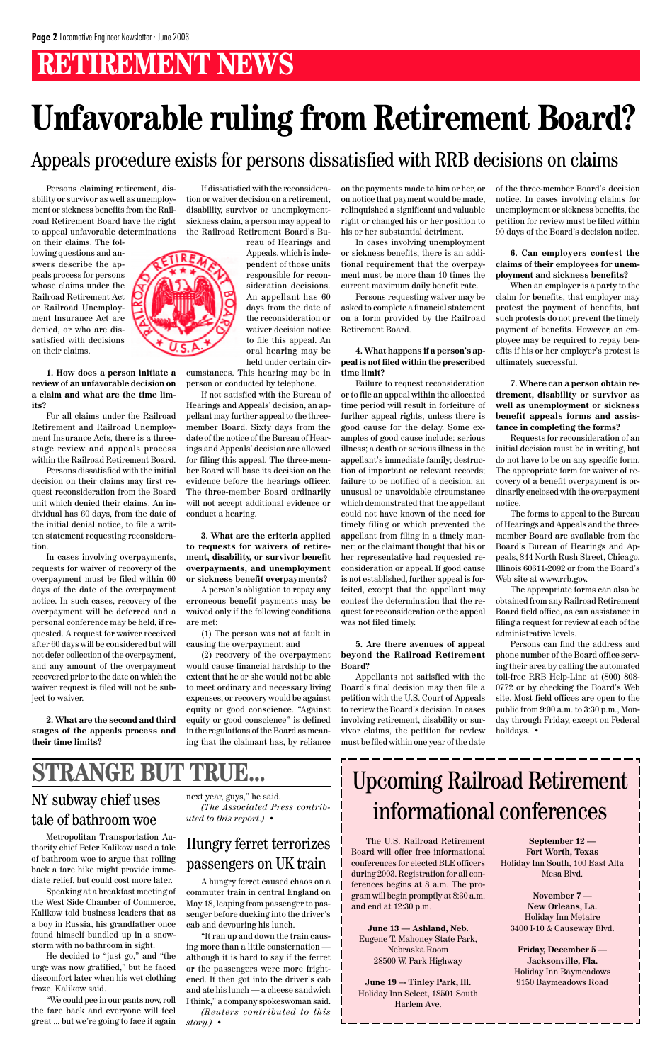# RETIREMENT NEWS

# Unfavorable ruling from Retirement Board?

## Appeals procedure exists for persons dissatisfied with RRB decisions on claims

Persons claiming retirement, disability or survivor as well as unemployment or sickness benefits from the Railroad Retirement Board have the right to appeal unfavorable determinations on their claims. The following questions and answers describe the appeals process for persons whose claims under the Railroad Retirement Act or Railroad Unemployment Insurance Act are denied, or who are dissatisfied with decisions on their claims.

**1. How does a person initiate a review of an unfavorable decision on a claim and what are the time limits?**

For all claims under the Railroad Retirement and Railroad Unemployment Insurance Acts, there is a three-stage review and appeals process within the Railroad Retirement Board.

Persons dissatisfied with the initial decision on their claims may first request reconsideration from the Board unit which denied their claims. An individual has 60 days, from the date of the initial denial notice, to file a written statement requesting reconsideration.

In cases involving overpayments, requests for waiver of recovery of the overpayment must be filed within 60 days of the date of the overpayment notice. In such cases, recovery of the overpayment will be deferred and a personal conference may be held, if requested. A request for waiver received after 60 days will be considered but will not defer collection of the overpayment, and any amount of the overpayment recovered prior to the date on which the waiver request is filed will not be subject to waiver.

**2. What are the second and third stages of the appeals process and their time limits?**

If dissatisfied with the reconsideration or waiver decision on a retirement, disability, survivor or unemployment-sickness claim, a person may appeal to the Railroad Retirement Board's Bureau of Hearings and Appeals, which is independent of those units responsible for reconsideration decisions. An appellant has 60 days from the date of the reconsideration or waiver decision notice to file this appeal. An oral hearing may be held under certain circumstances. This hearing may be in person or conducted by telephone.

If not satisfied with the Bureau of Hearings and Appeals' decision, an appellant may further appeal to the three-member Board. Sixty days from the date of the notice of the Bureau of Hearings and Appeals' decision are allowed for filing this appeal. The three-member Board will base its decision on the evidence before the hearings officer. The three-member Board ordinarily will not accept additional evidence or conduct a hearing.

**3. What are the criteria applied to requests for waivers of retirement, disability, or survivor benefit overpayments, and unemployment or sickness benefit overpayments?**

A person's obligation to repay any erroneous benefit payments may be waived only if the following conditions are met:

(1) The person was not at fault in causing the overpayment; and

(2) recovery of the overpayment would cause financial hardship to the extent that he or she would not be able to meet ordinary and necessary living expenses, or recovery would be against equity or good conscience. "Against equity or good conscience" is defined in the regulations of the Board as meaning that the claimant has, by reliance on the payments made to him or her, or on notice that payment would be made, relinquished a significant and valuable right or changed his or her position to his or her substantial detriment.

In cases involving unemployment or sickness benefits, there is an additional requirement that the overpayment must be more than 10 times the current maximum daily benefit rate.

Persons requesting waiver may be asked to complete a financial statement on a form provided by the Railroad Retirement Board.

**4. What happens if a person's appeal is not filed within the prescribed time limit?**

Failure to request reconsideration or to file an appeal within the allocated time period will result in forfeiture of further appeal rights, unless there is good cause for the delay. Some examples of good cause include: serious illness; a death or serious illness in the appellant's immediate family; destruction of important or relevant records; failure to be notified of a decision; an unusual or unavoidable circumstance which demonstrated that the appellant could not have known of the need for timely filing or which prevented the appellant from filing in a timely manner; or the claimant thought that his or her representative had requested reconsideration or appeal. If good cause is not established, further appeal is forfeited, except that the appellant may contest the determination that the request for reconsideration or the appeal was not filed timely.

**5. Are there avenues of appeal beyond the Railroad Retirement Board?**

Appellants not satisfied with the Board's final decision may then file a petition with the U.S. Court of Appeals to review the Board's decision. In cases involving retirement, disability or survivor claims, the petition for review must be filed within one year of the date of the three-member Board's decision notice. In cases involving claims for unemployment or sickness benefits, the petition for review must be filed within 90 days of the Board's decision notice.

**6. Can employers contest the claims of their employees for unemployment and sickness benefits?**

When an employer is a party to the claim for benefits, that employer may protest the payment of benefits, but such protests do not prevent the timely payment of benefits. However, an employee may be required to repay benefits if his or her employer's protest is ultimately successful.

**7. Where can a person obtain retirement, disability or survivor as well as unemployment or sickness benefit appeals forms and assistance in completing the forms?**

Requests for reconsideration of an initial decision must be in writing, but do not have to be on any specific form. The appropriate form for waiver of recovery of a benefit overpayment is ordinarily enclosed with the overpayment notice.

The forms to appeal to the Bureau of Hearings and Appeals and the three-member Board are available from the Board's Bureau of Hearings and Appeals, 844 North Rush Street, Chicago, Illinois 60611-2092 or from the Board's Web site at www.rrb.gov.

The appropriate forms can also be obtained from any Railroad Retirement Board field office, as can assistance in filing a request for review at each of the administrative levels.

Persons can find the address and phone number of the Board office serving their area by calling the automated toll-free RRB Help-Line at (800) 808-0772 or by checking the Board's Web site. Most field offices are open to the public from 9:00 a.m. to 3:30 p.m., Monday through Friday, except on Federal holidays. •

# STRANGE BUT TRUE...

## NY subway chief uses tale of bathroom woe

Metropolitan Transportation Authority chief Peter Kalikow used a tale of bathroom woe to argue that rolling back a fare hike might provide immediate relief, but could cost more later.

Speaking at a breakfast meeting of the West Side Chamber of Commerce, Kalikow told business leaders that as a boy in Russia, his grandfather once found himself bundled up in a snowstorm with no bathroom in sight.

He decided to "just go," and "the urge was now gratified," but he faced discomfort later when his wet clothing froze, Kalikow said.

"We could pee in our pants now, roll the fare back and everyone will feel great ... but we're going to face it again next year, guys," he said.

*(The Associated Press contributed to this report.)* •

## Hungry ferret terrorizes passengers on UK train

A hungry ferret caused chaos on a commuter train in central England on May 18, leaping from passenger to passenger before ducking into the driver's cab and devouring his lunch.

"It ran up and down the train causing more than a little consternation — although it is hard to say if the ferret or the passengers were more frightened. It then got into the driver's cab and ate his lunch — a cheese sandwich I think," a company spokeswoman said.

*(Reuters contributed to this story.)* •

# Upcoming Railroad Retirement informational conferences

The U.S. Railroad Retirement Board will offer free informational conferences for elected BLE officers during 2003. Registration for all conferences begins at 8 a.m. The program will begin promptly at 8:30 a.m. and end at 12:30 p.m.

**June 13 — Ashland, Neb.**
Eugene T. Mahoney State Park,
Nebraska Room
28500 W. Park Highway

**June 19 — Tinley Park, Ill.**
Holiday Inn Select, 18501 South Harlem Ave.

**September 12 — Fort Worth, Texas**
Holiday Inn South, 100 East Alta Mesa Blvd.

**November 7 — New Orleans, La.**
Holiday Inn Metaire
3400 I-10 & Causeway Blvd.

**Friday, December 5 — Jacksonville, Fla.**
Holiday Inn Baymeadows
9150 Baymeadows Road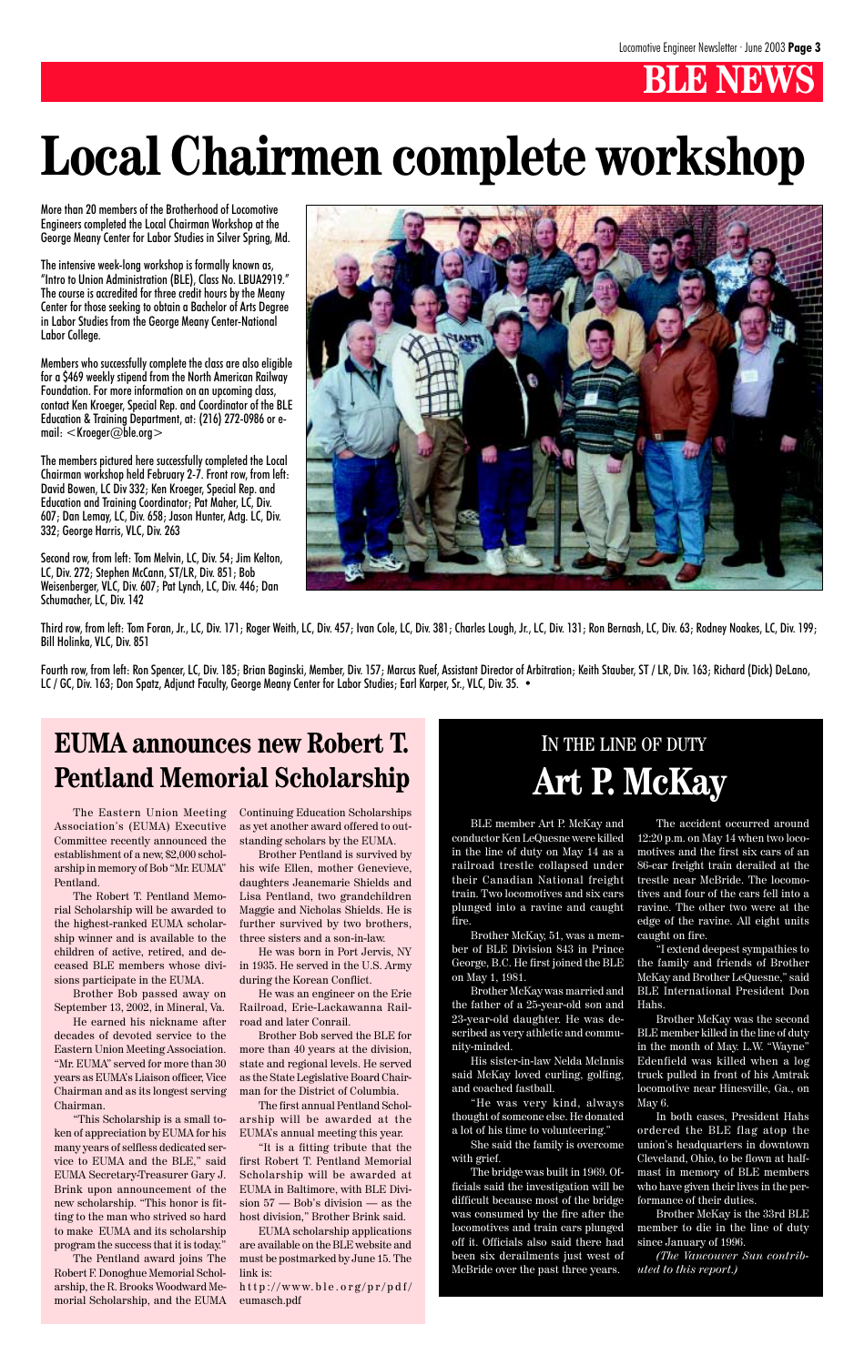# BLE NEWS

# Local Chairmen complete workshop

More than 20 members of the Brotherhood of Locomotive Engineers completed the Local Chairman Workshop at the George Meany Center for Labor Studies in Silver Spring, Md.

The intensive week-long workshop is formally known as, "Intro to Union Administration (BLE), Class No. LBUA2919." The course is accredited for three credit hours by the Meany Center for those seeking to obtain a Bachelor of Arts Degree in Labor Studies from the George Meany Center-National Labor College.

Members who successfully complete the class are also eligible for a $469 weekly stipend from the North American Railway Foundation. For more information on an upcoming class, contact Ken Kroeger, Special Rep. and Coordinator of the BLE Education & Training Department, at: (216) 272-0986 or e-mail: <Kroeger@ble.org>

The members pictured here successfully completed the Local Chairman workshop held February 2-7. Front row, from left: David Bowen, LC Div 332; Ken Kroeger, Special Rep. and Education and Training Coordinator; Pat Maher, LC, Div. 607; Dan Lemay, LC, Div. 658; Jason Hunter, Actg. LC, Div. 332; George Harris, VLC, Div. 263

Second row, from left: Tom Melvin, LC, Div. 54; Jim Kelton, LC, Div. 272; Stephen McCann, ST/LR, Div. 851; Bob Weisenberger, VLC, Div. 607; Pat Lynch, LC, Div. 446; Dan Schumacher, LC, Div. 142

Third row, from left: Tom Foran, Jr., LC, Div. 171; Roger Weith, LC, Div. 457; Ivan Cole, LC, Div. 381; Charles Lough, Jr., LC, Div. 131; Ron Bernash, LC, Div. 63; Rodney Noakes, LC, Div. 199; Bill Holinka, VLC, Div. 851

Fourth row, from left: Ron Spencer, LC, Div. 185; Brian Baginski, Member, Div. 157; Marcus Ruef, Assistant Director of Arbitration; Keith Stauber, ST / LR, Div. 163; Richard (Dick) DeLano, LC / GC, Div. 163; Don Spatz, Adjunct Faculty, George Meany Center for Labor Studies; Earl Karper, Sr., VLC, Div. 35. •

## EUMA announces new Robert T. Pentland Memorial Scholarship

The Eastern Union Meeting Association's (EUMA) Executive Committee recently announced the establishment of a new, $2,000 scholarship in memory of Bob "Mr. EUMA" Pentland.

The Robert T. Pentland Memorial Scholarship will be awarded to the highest-ranked EUMA scholarship winner and is available to the children of active, retired, and deceased BLE members whose divisions participate in the EUMA.

Brother Bob passed away on September 13, 2002, in Mineral, Va.

He earned his nickname after decades of devoted service to the Eastern Union Meeting Association. "Mr. EUMA" served for more than 30 years as EUMA's Liaison officer, Vice Chairman and as its longest serving Chairman.

"This Scholarship is a small token of appreciation by EUMA for his many years of selfless dedicated service to EUMA and the BLE," said EUMA Secretary-Treasurer Gary J. Brink upon announcement of the new scholarship. "This honor is fitting to the man who strived so hard to make EUMA and its scholarship program the success that it is today."

The Pentland award joins The Robert F. Donoghue Memorial Scholarship, the R. Brooks Woodward Memorial Scholarship, and the EUMA Continuing Education Scholarships as yet another award offered to outstanding scholars by the EUMA.

Brother Pentland is survived by his wife Ellen, mother Genevieve, daughters Jeanemarie Shields and Lisa Pentland, two grandchildren Maggie and Nicholas Shields. He is further survived by two brothers, three sisters and a son-in-law.

He was born in Port Jervis, NY in 1935. He served in the U.S. Army during the Korean Conflict.

He was an engineer on the Erie Railroad, Erie-Lackawanna Railroad and later Conrail.

Brother Bob served the BLE for more than 40 years at the division, state and regional levels. He served as the State Legislative Board Chairman for the District of Columbia.

The first annual Pentland Scholarship will be awarded at the EUMA's annual meeting this year.

"It is a fitting tribute that the first Robert T. Pentland Memorial Scholarship will be awarded at EUMA in Baltimore, with BLE Division 57 — Bob's division — as the host division," Brother Brink said.

EUMA scholarship applications are available on the BLE website and must be postmarked by June 15. The link is:

http://www.ble.org/pr/pdf/eumasch.pdf

## IN THE LINE OF DUTY
## Art P. McKay

BLE member Art P. McKay and conductor Ken LeQuesne were killed in the line of duty on May 14 as a railroad trestle collapsed under their Canadian National freight train. Two locomotives and six cars plunged into a ravine and caught fire.

Brother McKay, 51, was a member of BLE Division 843 in Prince George, B.C. He first joined the BLE on May 1, 1981.

Brother McKay was married and the father of a 25-year-old son and 23-year-old daughter. He was described as very athletic and community-minded.

His sister-in-law Nelda McInnis said McKay loved curling, golfing, and coached fastball.

"He was very kind, always thought of someone else. He donated a lot of his time to volunteering."

She said the family is overcome with grief.

The bridge was built in 1969. Officials said the investigation will be difficult because most of the bridge was consumed by the fire after the locomotives and train cars plunged off it. Officials also said there had been six derailments just west of McBride over the past three years.

The accident occurred around 12:20 p.m. on May 14 when two locomotives and the first six cars of an 86-car freight train derailed at the trestle near McBride. The locomotives and four of the cars fell into a ravine. The other two were at the edge of the ravine. All eight units caught on fire.

"I extend deepest sympathies to the family and friends of Brother McKay and Brother LeQuesne," said BLE International President Don Hahs.

Brother McKay was the second BLE member killed in the line of duty in the month of May. L.W. "Wayne" Edenfield was killed when a log truck pulled in front of his Amtrak locomotive near Hinesville, Ga., on May 6.

In both cases, President Hahs ordered the BLE flag atop the union's headquarters in downtown Cleveland, Ohio, to be flown at half-mast in memory of BLE members who have given their lives in the performance of their duties.

Brother McKay is the 33rd BLE member to die in the line of duty since January of 1996.

*(The Vancouver Sun contributed to this report.)*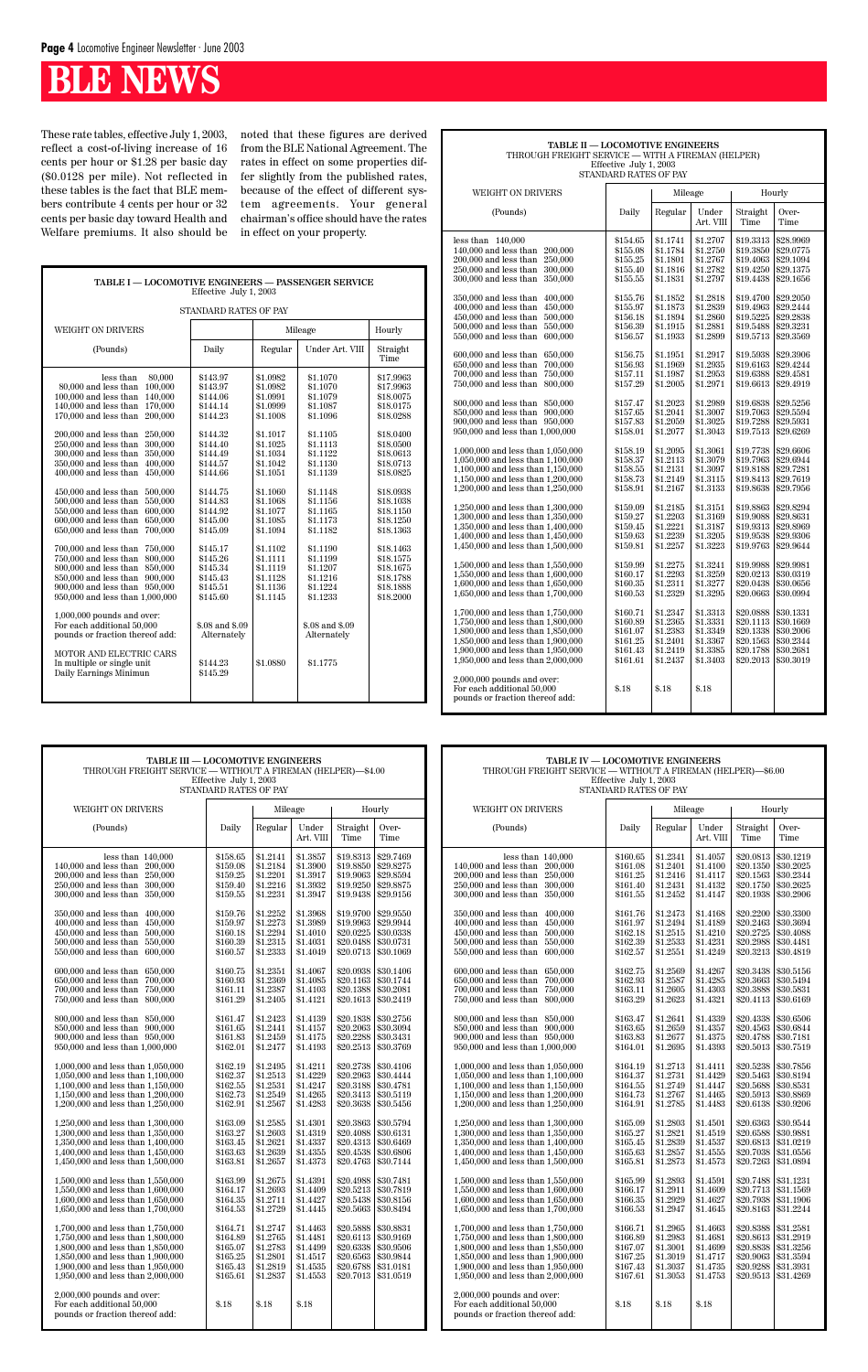# BLE NEWS

These rate tables, effective July 1, 2003, reflect a cost-of-living increase of 16 cents per hour or $1.28 per basic day ($0.0128 per mile). Not reflected in these tables is the fact that BLE members contribute 4 cents per hour or 32 cents per basic day toward Health and Welfare premiums. It also should be noted that these figures are derived from the BLE National Agreement. The rates in effect on some properties differ slightly from the published rates, because of the effect of different system agreements. Your general chairman's office should have the rates in effect on your property.

**TABLE I — LOCOMOTIVE ENGINEERS — PASSENGER SERVICE**
Effective July 1, 2003
STANDARD RATES OF PAY

| WEIGHT ON DRIVERS | | Mileage | | Hourly |
|---|---|---|---|---|
| (Pounds) | Daily | Regular | Under Art. VIII | Straight Time |
| less than 80,000 | $143.97 | $1.0982 | $1.1070 | $17.9963 |
| 80,000 and less than 100,000 | $143.97 | $1.0982 | $1.1070 | $17.9963 |
| 100,000 and less than 140,000 | $144.06 | $1.0991 | $1.1079 | $18.0075 |
| 140,000 and less than 170,000 | $144.14 | $1.0999 | $1.1087 | $18.0175 |
| 170,000 and less than 200,000 | $144.23 | $1.1008 | $1.1096 | $18.0288 |
| 200,000 and less than 250,000 | $144.32 | $1.1017 | $1.1105 | $18.0400 |
| 250,000 and less than 300,000 | $144.40 | $1.1025 | $1.1113 | $18.0500 |
| 300,000 and less than 350,000 | $144.49 | $1.1034 | $1.1122 | $18.0613 |
| 350,000 and less than 400,000 | $144.57 | $1.1042 | $1.1130 | $18.0713 |
| 400,000 and less than 450,000 | $144.66 | $1.1051 | $1.1139 | $18.0825 |
| 450,000 and less than 500,000 | $144.75 | $1.1060 | $1.1148 | $18.0938 |
| 500,000 and less than 550,000 | $144.83 | $1.1068 | $1.1156 | $18.1038 |
| 550,000 and less than 600,000 | $144.92 | $1.1077 | $1.1165 | $18.1150 |
| 600,000 and less than 650,000 | $145.00 | $1.1085 | $1.1173 | $18.1250 |
| 650,000 and less than 700,000 | $145.09 | $1.1094 | $1.1182 | $18.1363 |
| 700,000 and less than 750,000 | $145.17 | $1.1102 | $1.1190 | $18.1463 |
| 750,000 and less than 800,000 | $145.26 | $1.1111 | $1.1199 | $18.1575 |
| 800,000 and less than 850,000 | $145.34 | $1.1119 | $1.1207 | $18.1675 |
| 850,000 and less than 900,000 | $145.43 | $1.1128 | $1.1216 | $18.1788 |
| 900,000 and less than 950,000 | $145.51 | $1.1136 | $1.1224 | $18.1888 |
| 950,000 and less than 1,000,000 | $145.60 | $1.1145 | $1.1233 | $18.2000 |
| 1,000,000 pounds and over: For each additional 50,000 pounds or fraction thereof add: | $.08 and $.09 Alternately | | $.08 and $.09 Alternately | |
| MOTOR AND ELECTRIC CARS In multiple or single unit | $144.23 | $1.0880 | $1.1775 | |
| Daily Earnings Minimum | $145.29 | | | |

**TABLE II — LOCOMOTIVE ENGINEERS**
THROUGH FREIGHT SERVICE — WITH A FIREMAN (HELPER)
Effective July 1, 2003
STANDARD RATES OF PAY

| WEIGHT ON DRIVERS | | Mileage | | Hourly | |
|---|---|---|---|---|---|
| (Pounds) | Daily | Regular | Under Art. VIII | Straight Time | Over-Time |
| less than 140,000 | $154.65 | $1.1741 | $1.2707 | $19.3313 | $28.9969 |
| 140,000 and less than 200,000 | $155.08 | $1.1784 | $1.2750 | $19.3850 | $29.0775 |
| 200,000 and less than 250,000 | $155.25 | $1.1801 | $1.2767 | $19.4063 | $29.1094 |
| 250,000 and less than 300,000 | $155.40 | $1.1816 | $1.2782 | $19.4250 | $29.1375 |
| 300,000 and less than 350,000 | $155.55 | $1.1831 | $1.2797 | $19.4438 | $29.1656 |
| 350,000 and less than 400,000 | $155.76 | $1.1852 | $1.2818 | $19.4700 | $29.2050 |
| 400,000 and less than 450,000 | $155.97 | $1.1873 | $1.2839 | $19.4963 | $29.2444 |
| 450,000 and less than 500,000 | $156.18 | $1.1894 | $1.2860 | $19.5225 | $29.2838 |
| 500,000 and less than 550,000 | $156.39 | $1.1915 | $1.2881 | $19.5488 | $29.3231 |
| 550,000 and less than 600,000 | $156.57 | $1.1933 | $1.2899 | $19.5713 | $29.3569 |
| 600,000 and less than 650,000 | $156.75 | $1.1951 | $1.2917 | $19.5938 | $29.3906 |
| 650,000 and less than 700,000 | $156.93 | $1.1969 | $1.2935 | $19.6163 | $29.4244 |
| 700,000 and less than 750,000 | $157.11 | $1.1987 | $1.2953 | $19.6388 | $29.4581 |
| 750,000 and less than 800,000 | $157.29 | $1.2005 | $1.2971 | $19.6613 | $29.4919 |
| 800,000 and less than 850,000 | $157.47 | $1.2023 | $1.2989 | $19.6838 | $29.5256 |
| 850,000 and less than 900,000 | $157.65 | $1.2041 | $1.3007 | $19.7063 | $29.5594 |
| 900,000 and less than 950,000 | $157.83 | $1.2059 | $1.3025 | $19.7288 | $29.5931 |
| 950,000 and less than 1,000,000 | $158.01 | $1.2077 | $1.3043 | $19.7513 | $29.6269 |
| 1,000,000 and less than 1,050,000 | $158.19 | $1.2095 | $1.3061 | $19.7738 | $29.6606 |
| 1,050,000 and less than 1,100,000 | $158.37 | $1.2113 | $1.3079 | $19.7963 | $29.6944 |
| 1,100,000 and less than 1,150,000 | $158.55 | $1.2131 | $1.3097 | $19.8188 | $29.7281 |
| 1,150,000 and less than 1,200,000 | $158.73 | $1.2149 | $1.3115 | $19.8413 | $29.7619 |
| 1,200,000 and less than 1,250,000 | $158.91 | $1.2167 | $1.3133 | $19.8638 | $29.7956 |
| 1,250,000 and less than 1,300,000 | $159.09 | $1.2185 | $1.3151 | $19.8863 | $29.8294 |
| 1,300,000 and less than 1,350,000 | $159.27 | $1.2203 | $1.3169 | $19.9088 | $29.8631 |
| 1,350,000 and less than 1,400,000 | $159.45 | $1.2221 | $1.3187 | $19.9313 | $29.8969 |
| 1,400,000 and less than 1,450,000 | $159.63 | $1.2239 | $1.3205 | $19.9538 | $29.9306 |
| 1,450,000 and less than 1,500,000 | $159.81 | $1.2257 | $1.3223 | $19.9763 | $29.9644 |
| 1,500,000 and less than 1,550,000 | $159.99 | $1.2275 | $1.3241 | $19.9988 | $29.9981 |
| 1,550,000 and less than 1,600,000 | $160.17 | $1.2293 | $1.3259 | $20.0213 | $30.0319 |
| 1,600,000 and less than 1,650,000 | $160.35 | $1.2311 | $1.3277 | $20.0438 | $30.0656 |
| 1,650,000 and less than 1,700,000 | $160.53 | $1.2329 | $1.3295 | $20.0663 | $30.0994 |
| 1,700,000 and less than 1,750,000 | $160.71 | $1.2347 | $1.3313 | $20.0888 | $30.1331 |
| 1,750,000 and less than 1,800,000 | $160.89 | $1.2365 | $1.3331 | $20.1113 | $30.1669 |
| 1,800,000 and less than 1,850,000 | $161.07 | $1.2383 | $1.3349 | $20.1338 | $30.2006 |
| 1,850,000 and less than 1,900,000 | $161.25 | $1.2401 | $1.3367 | $20.1563 | $30.2344 |
| 1,900,000 and less than 1,950,000 | $161.43 | $1.2419 | $1.3385 | $20.1788 | $30.2681 |
| 1,950,000 and less than 2,000,000 | $161.61 | $1.2437 | $1.3403 | $20.2013 | $30.3019 |
| 2,000,000 pounds and over: For each additional 50,000 pounds or fraction thereof add: | $.18 | $.18 | $.18 | | |

**TABLE III — LOCOMOTIVE ENGINEERS**
THROUGH FREIGHT SERVICE — WITHOUT A FIREMAN (HELPER)—$4.00
Effective July 1, 2003
STANDARD RATES OF PAY

| WEIGHT ON DRIVERS | | Mileage | | Hourly | |
|---|---|---|---|---|---|
| (Pounds) | Daily | Regular | Under Art. VIII | Straight Time | Over-Time |
| less than 140,000 | $158.65 | $1.2141 | $1.3857 | $19.8313 | $29.7469 |
| 140,000 and less than 200,000 | $159.08 | $1.2184 | $1.3900 | $19.8850 | $29.8275 |
| 200,000 and less than 250,000 | $159.25 | $1.2201 | $1.3917 | $19.9063 | $29.8594 |
| 250,000 and less than 300,000 | $159.40 | $1.2216 | $1.3932 | $19.9250 | $29.8875 |
| 300,000 and less than 350,000 | $159.55 | $1.2231 | $1.3947 | $19.9438 | $29.9156 |
| 350,000 and less than 400,000 | $159.76 | $1.2252 | $1.3968 | $19.9700 | $29.9550 |
| 400,000 and less than 450,000 | $159.97 | $1.2273 | $1.3989 | $19.9963 | $29.9944 |
| 450,000 and less than 500,000 | $160.18 | $1.2294 | $1.4010 | $20.0225 | $30.0338 |
| 500,000 and less than 550,000 | $160.39 | $1.2315 | $1.4031 | $20.0488 | $30.0731 |
| 550,000 and less than 600,000 | $160.57 | $1.2333 | $1.4049 | $20.0713 | $30.1069 |
| 600,000 and less than 650,000 | $160.75 | $1.2351 | $1.4067 | $20.0938 | $30.1406 |
| 650,000 and less than 700,000 | $160.93 | $1.2369 | $1.4085 | $20.1163 | $30.1744 |
| 700,000 and less than 750,000 | $161.11 | $1.2387 | $1.4103 | $20.1388 | $30.2081 |
| 750,000 and less than 800,000 | $161.29 | $1.2405 | $1.4121 | $20.1613 | $30.2419 |
| 800,000 and less than 850,000 | $161.47 | $1.2423 | $1.4139 | $20.1838 | $30.2756 |
| 850,000 and less than 900,000 | $161.65 | $1.2441 | $1.4157 | $20.2063 | $30.3094 |
| 900,000 and less than 950,000 | $161.83 | $1.2459 | $1.4175 | $20.2288 | $30.3431 |
| 950,000 and less than 1,000,000 | $162.01 | $1.2477 | $1.4193 | $20.2513 | $30.3769 |
| 1,000,000 and less than 1,050,000 | $162.19 | $1.2495 | $1.4211 | $20.2738 | $30.4106 |
| 1,050,000 and less than 1,100,000 | $162.37 | $1.2513 | $1.4229 | $20.2963 | $30.4444 |
| 1,100,000 and less than 1,150,000 | $162.55 | $1.2531 | $1.4247 | $20.3188 | $30.4781 |
| 1,150,000 and less than 1,200,000 | $162.73 | $1.2549 | $1.4265 | $20.3413 | $30.5119 |
| 1,200,000 and less than 1,250,000 | $162.91 | $1.2567 | $1.4283 | $20.3638 | $30.5456 |
| 1,250,000 and less than 1,300,000 | $163.09 | $1.2585 | $1.4301 | $20.3863 | $30.5794 |
| 1,300,000 and less than 1,350,000 | $163.27 | $1.2603 | $1.4319 | $20.4088 | $30.6131 |
| 1,350,000 and less than 1,400,000 | $163.45 | $1.2621 | $1.4337 | $20.4313 | $30.6469 |
| 1,400,000 and less than 1,450,000 | $163.63 | $1.2639 | $1.4355 | $20.4538 | $30.6806 |
| 1,450,000 and less than 1,500,000 | $163.81 | $1.2657 | $1.4373 | $20.4763 | $30.7144 |
| 1,500,000 and less than 1,550,000 | $163.99 | $1.2675 | $1.4391 | $20.4988 | $30.7481 |
| 1,550,000 and less than 1,600,000 | $164.17 | $1.2693 | $1.4409 | $20.5213 | $30.7819 |
| 1,600,000 and less than 1,650,000 | $164.35 | $1.2711 | $1.4427 | $20.5438 | $30.8156 |
| 1,650,000 and less than 1,700,000 | $164.53 | $1.2729 | $1.4445 | $20.5663 | $30.8494 |
| 1,700,000 and less than 1,750,000 | $164.71 | $1.2747 | $1.4463 | $20.5888 | $30.8831 |
| 1,750,000 and less than 1,800,000 | $164.89 | $1.2765 | $1.4481 | $20.6113 | $30.9169 |
| 1,800,000 and less than 1,850,000 | $165.07 | $1.2783 | $1.4499 | $20.6338 | $30.9506 |
| 1,850,000 and less than 1,900,000 | $165.25 | $1.2801 | $1.4517 | $20.6563 | $30.9844 |
| 1,900,000 and less than 1,950,000 | $165.43 | $1.2819 | $1.4535 | $20.6788 | $31.0181 |
| 1,950,000 and less than 2,000,000 | $165.61 | $1.2837 | $1.4553 | $20.7013 | $31.0519 |
| 2,000,000 pounds and over: For each additional 50,000 pounds or fraction thereof add: | $.18 | $.18 | $.18 | | |

**TABLE IV — LOCOMOTIVE ENGINEERS**
THROUGH FREIGHT SERVICE — WITHOUT A FIREMAN (HELPER)—$6.00
Effective July 1, 2003
STANDARD RATES OF PAY

| WEIGHT ON DRIVERS | | Mileage | | Hourly | |
|---|---|---|---|---|---|
| (Pounds) | Daily | Regular | Under Art. VIII | Straight Time | Over-Time |
| less than 140,000 | $160.65 | $1.2341 | $1.4057 | $20.0813 | $30.1219 |
| 140,000 and less than 200,000 | $161.08 | $1.2401 | $1.4100 | $20.1350 | $30.2025 |
| 200,000 and less than 250,000 | $161.25 | $1.2416 | $1.4117 | $20.1563 | $30.2344 |
| 250,000 and less than 300,000 | $161.40 | $1.2431 | $1.4132 | $20.1750 | $30.2625 |
| 300,000 and less than 350,000 | $161.55 | $1.2452 | $1.4147 | $20.1938 | $30.2906 |
| 350,000 and less than 400,000 | $161.76 | $1.2473 | $1.4168 | $20.2200 | $30.3300 |
| 400,000 and less than 450,000 | $161.97 | $1.2494 | $1.4189 | $20.2463 | $30.3694 |
| 450,000 and less than 500,000 | $162.18 | $1.2515 | $1.4210 | $20.2725 | $30.4088 |
| 500,000 and less than 550,000 | $162.39 | $1.2533 | $1.4231 | $20.2988 | $30.4481 |
| 550,000 and less than 600,000 | $162.57 | $1.2551 | $1.4249 | $20.3213 | $30.4819 |
| 600,000 and less than 650,000 | $162.75 | $1.2569 | $1.4267 | $20.3438 | $30.5156 |
| 650,000 and less than 700,000 | $162.93 | $1.2587 | $1.4285 | $20.3663 | $30.5494 |
| 700,000 and less than 750,000 | $163.11 | $1.2605 | $1.4303 | $20.3888 | $30.5831 |
| 750,000 and less than 800,000 | $163.29 | $1.2623 | $1.4321 | $20.4113 | $30.6169 |
| 800,000 and less than 850,000 | $163.47 | $1.2641 | $1.4339 | $20.4338 | $30.6506 |
| 850,000 and less than 900,000 | $163.65 | $1.2659 | $1.4357 | $20.4563 | $30.6844 |
| 900,000 and less than 950,000 | $163.83 | $1.2677 | $1.4375 | $20.4788 | $30.7181 |
| 950,000 and less than 1,000,000 | $164.01 | $1.2695 | $1.4393 | $20.5013 | $30.7519 |
| 1,000,000 and less than 1,050,000 | $164.19 | $1.2713 | $1.4411 | $20.5238 | $30.7856 |
| 1,050,000 and less than 1,100,000 | $164.37 | $1.2731 | $1.4429 | $20.5463 | $30.8194 |
| 1,100,000 and less than 1,150,000 | $164.55 | $1.2749 | $1.4447 | $20.5688 | $30.8531 |
| 1,150,000 and less than 1,200,000 | $164.73 | $1.2767 | $1.4465 | $20.5913 | $30.8869 |
| 1,200,000 and less than 1,250,000 | $164.91 | $1.2785 | $1.4483 | $20.6138 | $30.9206 |
| 1,250,000 and less than 1,300,000 | $165.09 | $1.2803 | $1.4501 | $20.6363 | $30.9544 |
| 1,300,000 and less than 1,350,000 | $165.27 | $1.2821 | $1.4519 | $20.6588 | $30.9881 |
| 1,350,000 and less than 1,400,000 | $165.45 | $1.2839 | $1.4537 | $20.6813 | $31.0219 |
| 1,400,000 and less than 1,450,000 | $165.63 | $1.2857 | $1.4555 | $20.7038 | $31.0556 |
| 1,450,000 and less than 1,500,000 | $165.81 | $1.2873 | $1.4573 | $20.7263 | $31.0894 |
| 1,500,000 and less than 1,550,000 | $165.99 | $1.2893 | $1.4591 | $20.7488 | $31.1231 |
| 1,550,000 and less than 1,600,000 | $166.17 | $1.2911 | $1.4609 | $20.7713 | $31.1569 |
| 1,600,000 and less than 1,650,000 | $166.35 | $1.2929 | $1.4627 | $20.7938 | $31.1906 |
| 1,650,000 and less than 1,700,000 | $166.53 | $1.2947 | $1.4645 | $20.8163 | $31.2244 |
| 1,700,000 and less than 1,750,000 | $166.71 | $1.2965 | $1.4663 | $20.8388 | $31.2581 |
| 1,750,000 and less than 1,800,000 | $166.89 | $1.2983 | $1.4681 | $20.8613 | $31.2919 |
| 1,800,000 and less than 1,850,000 | $167.07 | $1.3001 | $1.4699 | $20.8838 | $31.3256 |
| 1,850,000 and less than 1,900,000 | $167.25 | $1.3019 | $1.4717 | $20.9063 | $31.3594 |
| 1,900,000 and less than 1,950,000 | $167.43 | $1.3037 | $1.4735 | $20.9288 | $31.3931 |
| 1,950,000 and less than 2,000,000 | $167.61 | $1.3053 | $1.4753 | $20.9513 | $31.4269 |
| 2,000,000 pounds and over: For each additional 50,000 pounds or fraction thereof add: | $.18 | $.18 | $.18 | | |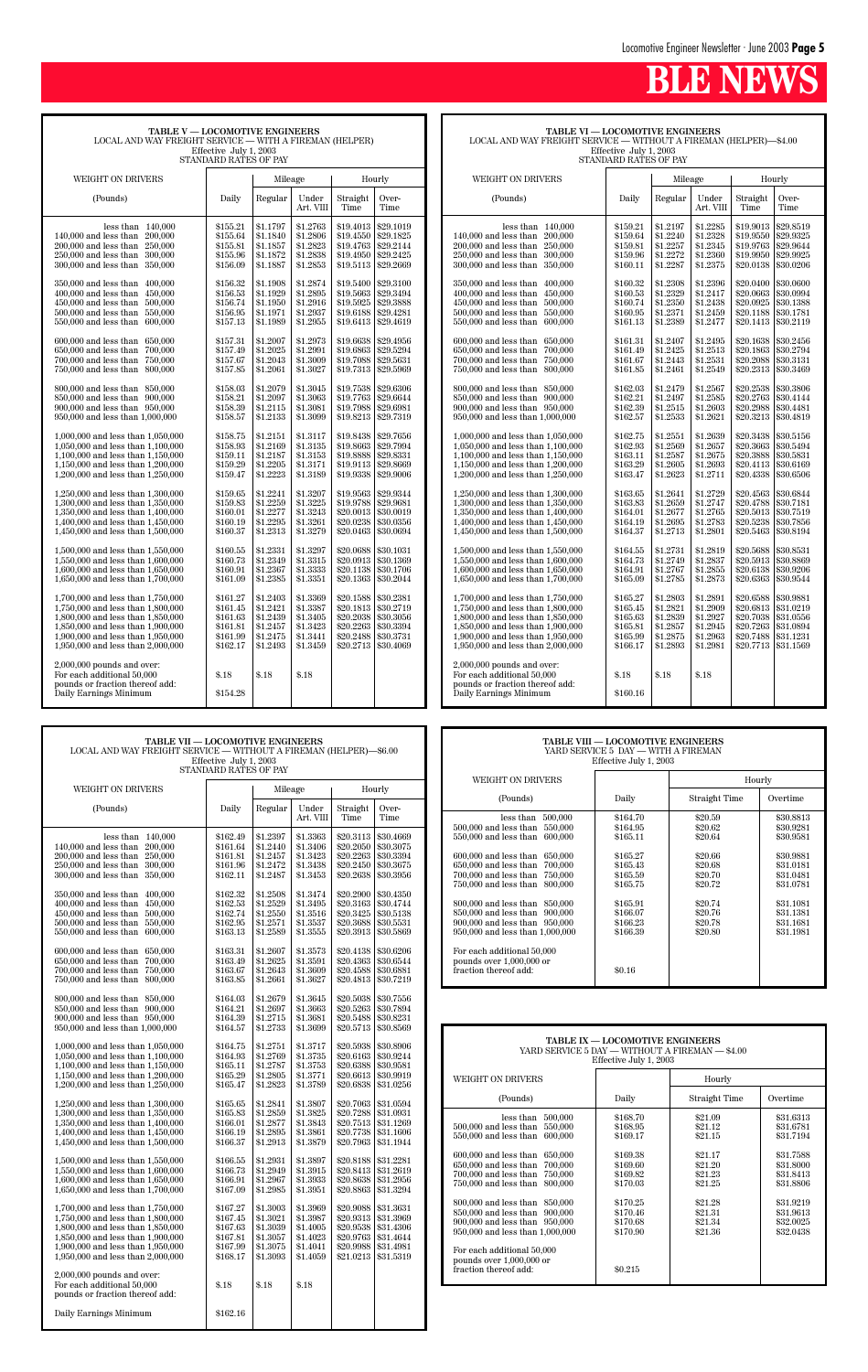## TABLE V — LOCOMOTIVE ENGINEERS

LOCAL AND WAY FREIGHT SERVICE — WITH A FIREMAN (HELPER)
Effective July 1, 2003
STANDARD RATES OF PAY

| WEIGHT ON DRIVERS | | Mileage | | Hourly | |
|---|---|---|---|---|---|
| (Pounds) | Daily | Regular | Under Art. VIII | Straight Time | Over-Time |
| less than 140,000 | $155.21 | $1.1797 | $1.2763 | $19.4013 | $29.1019 |
| 140,000 and less than 200,000 | $155.64 | $1.1840 | $1.2806 | $19.4550 | $29.1825 |
| 200,000 and less than 250,000 | $155.81 | $1.1857 | $1.2823 | $19.4763 | $29.2144 |
| 250,000 and less than 300,000 | $155.96 | $1.1872 | $1.2838 | $19.4950 | $29.2425 |
| 300,000 and less than 350,000 | $156.09 | $1.1887 | $1.2853 | $19.5113 | $29.2669 |
| 350,000 and less than 400,000 | $156.32 | $1.1908 | $1.2874 | $19.5400 | $29.3100 |
| 400,000 and less than 450,000 | $156.53 | $1.1929 | $1.2895 | $19.5663 | $29.3494 |
| 450,000 and less than 500,000 | $156.74 | $1.1950 | $1.2916 | $19.5925 | $29.3888 |
| 500,000 and less than 550,000 | $156.95 | $1.1971 | $1.2937 | $19.6188 | $29.4281 |
| 550,000 and less than 600,000 | $157.13 | $1.1989 | $1.2955 | $19.6413 | $29.4619 |
| 600,000 and less than 650,000 | $157.31 | $1.2007 | $1.2973 | $19.6638 | $29.4956 |
| 650,000 and less than 700,000 | $157.49 | $1.2025 | $1.2991 | $19.6863 | $29.5294 |
| 700,000 and less than 750,000 | $157.67 | $1.2043 | $1.3009 | $19.7088 | $29.5631 |
| 750,000 and less than 800,000 | $157.85 | $1.2061 | $1.3027 | $19.7313 | $29.5969 |
| 800,000 and less than 850,000 | $158.03 | $1.2079 | $1.3045 | $19.7538 | $29.6306 |
| 850,000 and less than 900,000 | $158.21 | $1.2097 | $1.3063 | $19.7763 | $29.6644 |
| 900,000 and less than 950,000 | $158.39 | $1.2115 | $1.3081 | $19.7988 | $29.6981 |
| 950,000 and less than 1,000,000 | $158.57 | $1.2133 | $1.3099 | $19.8213 | $29.7319 |
| 1,000,000 and less than 1,050,000 | $158.75 | $1.2151 | $1.3117 | $19.8438 | $29.7656 |
| 1,050,000 and less than 1,100,000 | $158.93 | $1.2169 | $1.3135 | $19.8663 | $29.7994 |
| 1,100,000 and less than 1,150,000 | $159.11 | $1.2187 | $1.3153 | $19.8888 | $29.8331 |
| 1,150,000 and less than 1,200,000 | $159.29 | $1.2205 | $1.3171 | $19.9113 | $29.8669 |
| 1,200,000 and less than 1,250,000 | $159.47 | $1.2223 | $1.3189 | $19.9338 | $29.9006 |
| 1,250,000 and less than 1,300,000 | $159.65 | $1.2241 | $1.3207 | $19.9563 | $29.9344 |
| 1,300,000 and less than 1,350,000 | $159.83 | $1.2259 | $1.3225 | $19.9788 | $29.9681 |
| 1,350,000 and less than 1,400,000 | $160.01 | $1.2277 | $1.3243 | $20.0013 | $30.0019 |
| 1,400,000 and less than 1,450,000 | $160.19 | $1.2295 | $1.3261 | $20.0238 | $30.0356 |
| 1,450,000 and less than 1,500,000 | $160.37 | $1.2313 | $1.3279 | $20.0463 | $30.0694 |
| 1,500,000 and less than 1,550,000 | $160.55 | $1.2331 | $1.3297 | $20.0688 | $30.1031 |
| 1,550,000 and less than 1,600,000 | $160.73 | $1.2349 | $1.3315 | $20.0913 | $30.1369 |
| 1,600,000 and less than 1,650,000 | $160.91 | $1.2367 | $1.3333 | $20.1138 | $30.1706 |
| 1,650,000 and less than 1,700,000 | $161.09 | $1.2385 | $1.3351 | $20.1363 | $30.2044 |
| 1,700,000 and less than 1,750,000 | $161.27 | $1.2403 | $1.3369 | $20.1588 | $30.2381 |
| 1,750,000 and less than 1,800,000 | $161.45 | $1.2421 | $1.3387 | $20.1813 | $30.2719 |
| 1,800,000 and less than 1,850,000 | $161.63 | $1.2439 | $1.3405 | $20.2038 | $30.3056 |
| 1,850,000 and less than 1,900,000 | $161.81 | $1.2457 | $1.3423 | $20.2263 | $30.3394 |
| 1,900,000 and less than 1,950,000 | $161.99 | $1.2475 | $1.3441 | $20.2488 | $30.3731 |
| 1,950,000 and less than 2,000,000 | $162.17 | $1.2493 | $1.3459 | $20.2713 | $30.4069 |
| 2,000,000 pounds and over: For each additional 50,000 pounds or fraction thereof add: | $.18 | $.18 | $.18 | | |
| Daily Earnings Minimum | $154.28 | | | | |

## TABLE VI — LOCOMOTIVE ENGINEERS

LOCAL AND WAY FREIGHT SERVICE — WITHOUT A FIREMAN (HELPER)—$4.00
Effective July 1, 2003
STANDARD RATES OF PAY

| WEIGHT ON DRIVERS | | Mileage | | Hourly | |
|---|---|---|---|---|---|
| (Pounds) | Daily | Regular | Under Art. VIII | Straight Time | Over-Time |
| less than 140,000 | $159.21 | $1.2197 | $1.2285 | $19.9013 | $29.8519 |
| 140,000 and less than 200,000 | $159.64 | $1.2240 | $1.2328 | $19.9550 | $29.9325 |
| 200,000 and less than 250,000 | $159.81 | $1.2257 | $1.2345 | $19.9763 | $29.9644 |
| 250,000 and less than 300,000 | $159.96 | $1.2272 | $1.2360 | $19.9950 | $29.9925 |
| 300,000 and less than 350,000 | $160.11 | $1.2287 | $1.2375 | $20.0138 | $30.0206 |
| 350,000 and less than 400,000 | $160.32 | $1.2308 | $1.2396 | $20.0400 | $30.0600 |
| 400,000 and less than 450,000 | $160.53 | $1.2329 | $1.2417 | $20.0663 | $30.0994 |
| 450,000 and less than 500,000 | $160.74 | $1.2350 | $1.2438 | $20.0925 | $30.1388 |
| 500,000 and less than 550,000 | $160.95 | $1.2371 | $1.2459 | $20.1188 | $30.1781 |
| 550,000 and less than 600,000 | $161.13 | $1.2389 | $1.2477 | $20.1413 | $30.2119 |
| 600,000 and less than 650,000 | $161.31 | $1.2407 | $1.2495 | $20.1638 | $30.2456 |
| 650,000 and less than 700,000 | $161.49 | $1.2425 | $1.2513 | $20.1863 | $30.2794 |
| 700,000 and less than 750,000 | $161.67 | $1.2443 | $1.2531 | $20.2088 | $30.3131 |
| 750,000 and less than 800,000 | $161.85 | $1.2461 | $1.2549 | $20.2313 | $30.3469 |
| 800,000 and less than 850,000 | $162.03 | $1.2479 | $1.2567 | $20.2538 | $30.3806 |
| 850,000 and less than 900,000 | $162.21 | $1.2497 | $1.2585 | $20.2763 | $30.4144 |
| 900,000 and less than 950,000 | $162.39 | $1.2515 | $1.2603 | $20.2988 | $30.4481 |
| 950,000 and less than 1,000,000 | $162.57 | $1.2533 | $1.2621 | $20.3213 | $30.4819 |
| 1,000,000 and less than 1,050,000 | $162.75 | $1.2551 | $1.2639 | $20.3438 | $30.5156 |
| 1,050,000 and less than 1,100,000 | $162.93 | $1.2569 | $1.2657 | $20.3663 | $30.5494 |
| 1,100,000 and less than 1,150,000 | $163.11 | $1.2587 | $1.2675 | $20.3888 | $30.5831 |
| 1,150,000 and less than 1,200,000 | $163.29 | $1.2605 | $1.2693 | $20.4113 | $30.6169 |
| 1,200,000 and less than 1,250,000 | $163.47 | $1.2623 | $1.2711 | $20.4338 | $30.6506 |
| 1,250,000 and less than 1,300,000 | $163.65 | $1.2641 | $1.2729 | $20.4563 | $30.6844 |
| 1,300,000 and less than 1,350,000 | $163.83 | $1.2659 | $1.2747 | $20.4788 | $30.7181 |
| 1,350,000 and less than 1,400,000 | $164.01 | $1.2677 | $1.2765 | $20.5013 | $30.7519 |
| 1,400,000 and less than 1,450,000 | $164.19 | $1.2695 | $1.2783 | $20.5238 | $30.7856 |
| 1,450,000 and less than 1,500,000 | $164.37 | $1.2713 | $1.2801 | $20.5463 | $30.8194 |
| 1,500,000 and less than 1,550,000 | $164.55 | $1.2731 | $1.2819 | $20.5688 | $30.8531 |
| 1,550,000 and less than 1,600,000 | $164.73 | $1.2749 | $1.2837 | $20.5913 | $30.8869 |
| 1,600,000 and less than 1,650,000 | $164.91 | $1.2767 | $1.2855 | $20.6138 | $30.9206 |
| 1,650,000 and less than 1,700,000 | $165.09 | $1.2785 | $1.2873 | $20.6363 | $30.9544 |
| 1,700,000 and less than 1,750,000 | $165.27 | $1.2803 | $1.2891 | $20.6588 | $30.9881 |
| 1,750,000 and less than 1,800,000 | $165.45 | $1.2821 | $1.2909 | $20.6813 | $31.0219 |
| 1,800,000 and less than 1,850,000 | $165.63 | $1.2839 | $1.2927 | $20.7038 | $31.0556 |
| 1,850,000 and less than 1,900,000 | $165.81 | $1.2857 | $1.2945 | $20.7263 | $31.0894 |
| 1,900,000 and less than 1,950,000 | $165.99 | $1.2875 | $1.2963 | $20.7488 | $31.1231 |
| 1,950,000 and less than 2,000,000 | $166.17 | $1.2893 | $1.2981 | $20.7713 | $31.1569 |
| 2,000,000 pounds and over: For each additional 50,000 pounds or fraction thereof add: | $.18 | $.18 | $.18 | | |
| Daily Earnings Minimum | $160.16 | | | | |

## TABLE VII — LOCOMOTIVE ENGINEERS

LOCAL AND WAY FREIGHT SERVICE — WITHOUT A FIREMAN (HELPER)—$6.00
Effective July 1, 2003
STANDARD RATES OF PAY

| WEIGHT ON DRIVERS | | Mileage | | Hourly | |
|---|---|---|---|---|---|
| (Pounds) | Daily | Regular | Under Art. VIII | Straight Time | Over-Time |
| less than 140,000 | $162.49 | $1.2397 | $1.3363 | $20.3113 | $30.4669 |
| 140,000 and less than 200,000 | $161.64 | $1.2440 | $1.3406 | $20.2050 | $30.3075 |
| 200,000 and less than 250,000 | $161.81 | $1.2457 | $1.3423 | $20.2263 | $30.3394 |
| 250,000 and less than 300,000 | $161.96 | $1.2472 | $1.3438 | $20.2450 | $30.3675 |
| 300,000 and less than 350,000 | $162.11 | $1.2487 | $1.3453 | $20.2638 | $30.3956 |
| 350,000 and less than 400,000 | $162.32 | $1.2508 | $1.3474 | $20.2900 | $30.4350 |
| 400,000 and less than 450,000 | $162.53 | $1.2529 | $1.3495 | $20.3163 | $30.4744 |
| 450,000 and less than 500,000 | $162.74 | $1.2550 | $1.3516 | $20.3425 | $30.5138 |
| 500,000 and less than 550,000 | $162.95 | $1.2571 | $1.3537 | $20.3688 | $30.5531 |
| 550,000 and less than 600,000 | $163.13 | $1.2589 | $1.3555 | $20.3913 | $30.5869 |
| 600,000 and less than 650,000 | $163.31 | $1.2607 | $1.3573 | $20.4138 | $30.6206 |
| 650,000 and less than 700,000 | $163.49 | $1.2625 | $1.3591 | $20.4363 | $30.6544 |
| 700,000 and less than 750,000 | $163.67 | $1.2643 | $1.3609 | $20.4588 | $30.6881 |
| 750,000 and less than 800,000 | $163.85 | $1.2661 | $1.3627 | $20.4813 | $30.7219 |
| 800,000 and less than 850,000 | $164.03 | $1.2679 | $1.3645 | $20.5038 | $30.7556 |
| 850,000 and less than 900,000 | $164.21 | $1.2697 | $1.3663 | $20.5263 | $30.7894 |
| 900,000 and less than 950,000 | $164.39 | $1.2715 | $1.3681 | $20.5488 | $30.8231 |
| 950,000 and less than 1,000,000 | $164.57 | $1.2733 | $1.3699 | $20.5713 | $30.8569 |
| 1,000,000 and less than 1,050,000 | $164.75 | $1.2751 | $1.3717 | $20.5938 | $30.8906 |
| 1,050,000 and less than 1,100,000 | $164.93 | $1.2769 | $1.3735 | $20.6163 | $30.9244 |
| 1,100,000 and less than 1,150,000 | $165.11 | $1.2787 | $1.3753 | $20.6388 | $30.9581 |
| 1,150,000 and less than 1,200,000 | $165.29 | $1.2805 | $1.3771 | $20.6613 | $30.9919 |
| 1,200,000 and less than 1,250,000 | $165.47 | $1.2823 | $1.3789 | $20.6838 | $31.0256 |
| 1,250,000 and less than 1,300,000 | $165.65 | $1.2841 | $1.3807 | $20.7063 | $31.0594 |
| 1,300,000 and less than 1,350,000 | $165.83 | $1.2859 | $1.3825 | $20.7288 | $31.0931 |
| 1,350,000 and less than 1,400,000 | $166.01 | $1.2877 | $1.3843 | $20.7513 | $31.1269 |
| 1,400,000 and less than 1,450,000 | $166.19 | $1.2895 | $1.3861 | $20.7738 | $31.1606 |
| 1,450,000 and less than 1,500,000 | $166.37 | $1.2913 | $1.3879 | $20.7963 | $31.1944 |
| 1,500,000 and less than 1,550,000 | $166.55 | $1.2931 | $1.3897 | $20.8188 | $31.2281 |
| 1,550,000 and less than 1,600,000 | $166.73 | $1.2949 | $1.3915 | $20.8413 | $31.2619 |
| 1,600,000 and less than 1,650,000 | $166.91 | $1.2967 | $1.3933 | $20.8638 | $31.2956 |
| 1,650,000 and less than 1,700,000 | $167.09 | $1.2985 | $1.3951 | $20.8863 | $31.3294 |
| 1,700,000 and less than 1,750,000 | $167.27 | $1.3003 | $1.3969 | $20.9088 | $31.3631 |
| 1,750,000 and less than 1,800,000 | $167.45 | $1.3021 | $1.3987 | $20.9313 | $31.3969 |
| 1,800,000 and less than 1,850,000 | $167.63 | $1.3039 | $1.4005 | $20.9538 | $31.4306 |
| 1,850,000 and less than 1,900,000 | $167.81 | $1.3057 | $1.4023 | $20.9763 | $31.4644 |
| 1,900,000 and less than 1,950,000 | $167.99 | $1.3075 | $1.4041 | $20.9988 | $31.4981 |
| 1,950,000 and less than 2,000,000 | $168.17 | $1.3093 | $1.4059 | $21.0213 | $31.5319 |
| 2,000,000 pounds and over: For each additional 50,000 pounds or fraction thereof add: | $.18 | $.18 | $.18 | | |
| Daily Earnings Minimum | $162.16 | | | | |

## TABLE VIII — LOCOMOTIVE ENGINEERS

YARD SERVICE 5 DAY — WITH A FIREMAN
Effective July 1, 2003

| WEIGHT ON DRIVERS | | Hourly | |
|---|---|---|---|
| (Pounds) | Daily | Straight Time | Overtime |
| less than 500,000 | $164.70 | $20.59 | $30.8813 |
| 500,000 and less than 550,000 | $164.95 | $20.62 | $30.9281 |
| 550,000 and less than 600,000 | $165.11 | $20.64 | $30.9581 |
| 600,000 and less than 650,000 | $165.27 | $20.66 | $30.9881 |
| 650,000 and less than 700,000 | $165.43 | $20.68 | $31.0181 |
| 700,000 and less than 750,000 | $165.59 | $20.70 | $31.0481 |
| 750,000 and less than 800,000 | $165.75 | $20.72 | $31.0781 |
| 800,000 and less than 850,000 | $165.91 | $20.74 | $31.1081 |
| 850,000 and less than 900,000 | $166.07 | $20.76 | $31.1381 |
| 900,000 and less than 950,000 | $166.23 | $20.78 | $31.1681 |
| 950,000 and less than 1,000,000 | $166.39 | $20.80 | $31.1981 |
| For each additional 50,000 pounds over 1,000,000 or fraction thereof add: | $0.16 | | |

## TABLE IX — LOCOMOTIVE ENGINEERS

YARD SERVICE 5 DAY — WITHOUT A FIREMAN — $4.00
Effective July 1, 2003

| WEIGHT ON DRIVERS | | Hourly | |
|---|---|---|---|
| (Pounds) | Daily | Straight Time | Overtime |
| less than 500,000 | $168.70 | $21.09 | $31.6313 |
| 500,000 and less than 550,000 | $168.95 | $21.12 | $31.6781 |
| 550,000 and less than 600,000 | $169.17 | $21.15 | $31.7194 |
| 600,000 and less than 650,000 | $169.38 | $21.17 | $31.7588 |
| 650,000 and less than 700,000 | $169.60 | $21.20 | $31.8000 |
| 700,000 and less than 750,000 | $169.82 | $21.23 | $31.8413 |
| 750,000 and less than 800,000 | $170.03 | $21.25 | $31.8806 |
| 800,000 and less than 850,000 | $170.25 | $21.28 | $31.9219 |
| 850,000 and less than 900,000 | $170.46 | $21.31 | $31.9613 |
| 900,000 and less than 950,000 | $170.68 | $21.34 | $32.0025 |
| 950,000 and less than 1,000,000 | $170.90 | $21.36 | $32.0438 |
| For each additional 50,000 pounds over 1,000,000 or fraction thereof add: | $0.215 | | |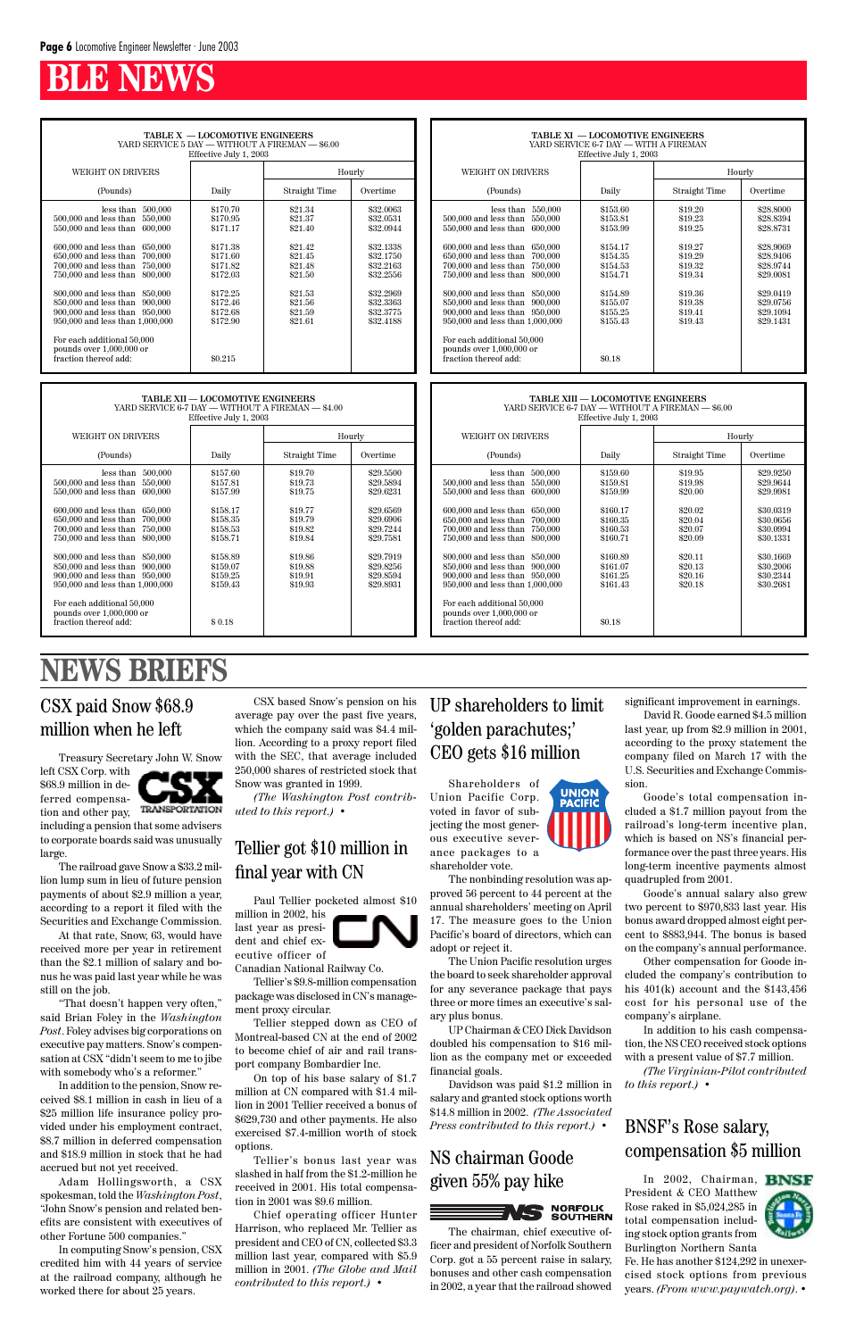# BLE NEWS

| TABLE X — LOCOMOTIVE ENGINEERS<br>YARD SERVICE 5 DAY — WITHOUT A FIREMAN — $6.00<br>Effective July 1, 2003 | | | |
|---|---|---|---|
| WEIGHT ON DRIVERS | | Hourly | |
| (Pounds) | Daily | Straight Time | Overtime |
| less than 500,000 | $170.70 | $21.34 | $32.0063 |
| 500,000 and less than 550,000 | $170.95 | $21.37 | $32.0531 |
| 550,000 and less than 600,000 | $171.17 | $21.40 | $32.0944 |
| 600,000 and less than 650,000 | $171.38 | $21.42 | $32.1338 |
| 650,000 and less than 700,000 | $171.60 | $21.45 | $32.1750 |
| 700,000 and less than 750,000 | $171.82 | $21.48 | $32.2163 |
| 750,000 and less than 800,000 | $172.03 | $21.50 | $32.2556 |
| 800,000 and less than 850,000 | $172.25 | $21.53 | $32.2969 |
| 850,000 and less than 900,000 | $172.46 | $21.56 | $32.3363 |
| 900,000 and less than 950,000 | $172.68 | $21.59 | $32.3775 |
| 950,000 and less than 1,000,000 | $172.90 | $21.61 | $32.4188 |
| For each additional 50,000 pounds over 1,000,000 or fraction thereof add: | $0.215 | | |

| TABLE XI — LOCOMOTIVE ENGINEERS<br>YARD SERVICE 6-7 DAY — WITH A FIREMAN<br>Effective July 1, 2003 | | | |
|---|---|---|---|
| WEIGHT ON DRIVERS | | Hourly | |
| (Pounds) | Daily | Straight Time | Overtime |
| less than 550,000 | $153.60 | $19.20 | $28.8000 |
| 500,000 and less than 550,000 | $153.81 | $19.23 | $28.8394 |
| 550,000 and less than 600,000 | $153.99 | $19.25 | $28.8731 |
| 600,000 and less than 650,000 | $154.17 | $19.27 | $28.9069 |
| 650,000 and less than 700,000 | $154.35 | $19.29 | $28.9406 |
| 700,000 and less than 750,000 | $154.53 | $19.32 | $28.9744 |
| 750,000 and less than 800,000 | $154.71 | $19.34 | $29.0081 |
| 800,000 and less than 850,000 | $154.89 | $19.36 | $29.0419 |
| 850,000 and less than 900,000 | $155.07 | $19.38 | $29.0756 |
| 900,000 and less than 950,000 | $155.25 | $19.41 | $29.1094 |
| 950,000 and less than 1,000,000 | $155.43 | $19.43 | $29.1431 |
| For each additional 50,000 pounds over 1,000,000 or fraction thereof add: | $0.18 | | |

| TABLE XII — LOCOMOTIVE ENGINEERS<br>YARD SERVICE 6-7 DAY — WITHOUT A FIREMAN — $4.00<br>Effective July 1, 2003 | | | |
|---|---|---|---|
| WEIGHT ON DRIVERS | | Hourly | |
| (Pounds) | Daily | Straight Time | Overtime |
| less than 500,000 | $157.60 | $19.70 | $29.5500 |
| 500,000 and less than 550,000 | $157.81 | $19.73 | $29.5894 |
| 550,000 and less than 600,000 | $157.99 | $19.75 | $29.6231 |
| 600,000 and less than 650,000 | $158.17 | $19.77 | $29.6569 |
| 650,000 and less than 700,000 | $158.35 | $19.79 | $29.6906 |
| 700,000 and less than 750,000 | $158.53 | $19.82 | $29.7244 |
| 750,000 and less than 800,000 | $158.71 | $19.84 | $29.7581 |
| 800,000 and less than 850,000 | $158.89 | $19.86 | $29.7919 |
| 850,000 and less than 900,000 | $159.07 | $19.88 | $29.8256 |
| 900,000 and less than 950,000 | $159.25 | $19.91 | $29.8594 |
| 950,000 and less than 1,000,000 | $159.43 | $19.93 | $29.8931 |
| For each additional 50,000 pounds over 1,000,000 or fraction thereof add: | $ 0.18 | | |

| TABLE XIII — LOCOMOTIVE ENGINEERS<br>YARD SERVICE 6-7 DAY — WITHOUT A FIREMAN — $6.00<br>Effective July 1, 2003 | | | |
|---|---|---|---|
| WEIGHT ON DRIVERS | | Hourly | |
| (Pounds) | Daily | Straight Time | Overtime |
| less than 500,000 | $159.60 | $19.95 | $29.9250 |
| 500,000 and less than 550,000 | $159.81 | $19.98 | $29.9644 |
| 550,000 and less than 600,000 | $159.99 | $20.00 | $29.9981 |
| 600,000 and less than 650,000 | $160.17 | $20.02 | $30.0319 |
| 650,000 and less than 700,000 | $160.35 | $20.04 | $30.0656 |
| 700,000 and less than 750,000 | $160.53 | $20.07 | $30.0994 |
| 750,000 and less than 800,000 | $160.71 | $20.09 | $30.1331 |
| 800,000 and less than 850,000 | $160.89 | $20.11 | $30.1669 |
| 850,000 and less than 900,000 | $161.07 | $20.13 | $30.2006 |
| 900,000 and less than 950,000 | $161.25 | $20.16 | $30.2344 |
| 950,000 and less than 1,000,000 | $161.43 | $20.18 | $30.2681 |
| For each additional 50,000 pounds over 1,000,000 or fraction thereof add: | $0.18 | | |

# NEWS BRIEFS

## CSX paid Snow $68.9 million when he left

Treasury Secretary John W. Snow left CSX Corp. with $68.9 million in deferred compensation and other pay, including a pension that some advisers to corporate boards said was unusually large.

The railroad gave Snow a $33.2 million lump sum in lieu of future pension payments of about $2.9 million a year, according to a report it filed with the Securities and Exchange Commission.

At that rate, Snow, 63, would have received more per year in retirement than the $2.1 million of salary and bonus he was paid last year while he was still on the job.

"That doesn't happen very often," said Brian Foley in the *Washington Post*. Foley advises big corporations on executive pay matters. Snow's compensation at CSX "didn't seem to me to jibe with somebody who's a reformer."

In addition to the pension, Snow received $8.1 million in cash in lieu of a $25 million life insurance policy provided under his employment contract, $8.7 million in deferred compensation and $18.9 million in stock that he had accrued but not yet received.

Adam Hollingsworth, a CSX spokesman, told the *Washington Post*, "John Snow's pension and related benefits are consistent with executives of other Fortune 500 companies."

In computing Snow's pension, CSX credited him with 44 years of service at the railroad company, although he worked there for about 25 years.

CSX based Snow's pension on his average pay over the past five years, which the company said was $4.4 million. According to a proxy report filed with the SEC, that average included 250,000 shares of restricted stock that Snow was granted in 1999.

*(The Washington Post contributed to this report.)* •

## Tellier got $10 million in final year with CN

Paul Tellier pocketed almost $10 million in 2002, his last year as president and chief executive officer of Canadian National Railway Co.

Tellier's $9.8-million compensation package was disclosed in CN's management proxy circular.

Tellier stepped down as CEO of Montreal-based CN at the end of 2002 to become chief of air and rail transport company Bombardier Inc.

On top of his base salary of $1.7 million at CN compared with $1.4 million in 2001 Tellier received a bonus of $629,730 and other payments. He also exercised $7.4-million worth of stock options.

Tellier's bonus last year was slashed in half from the $1.2-million he received in 2001. His total compensation in 2001 was $9.6 million.

Chief operating officer Hunter Harrison, who replaced Mr. Tellier as president and CEO of CN, collected $3.3 million last year, compared with $5.9 million in 2001. *(The Globe and Mail contributed to this report.)* •

## UP shareholders to limit 'golden parachutes;' CEO gets $16 million

Shareholders of Union Pacific Corp. voted in favor of subjecting the most generous executive severance packages to a shareholder vote.

The nonbinding resolution was approved 56 percent to 44 percent at the annual shareholders' meeting on April 17. The measure goes to the Union Pacific's board of directors, which can adopt or reject it.

The Union Pacific resolution urges the board to seek shareholder approval for any severance package that pays three or more times an executive's salary plus bonus.

UP Chairman & CEO Dick Davidson doubled his compensation to $16 million as the company met or exceeded financial goals.

Davidson was paid $1.2 million in salary and granted stock options worth $14.8 million in 2002. *(The Associated Press contributed to this report.)* •

## NS chairman Goode given 55% pay hike

The chairman, chief executive officer and president of Norfolk Southern Corp. got a 55 percent raise in salary, bonuses and other cash compensation in 2002, a year that the railroad showed significant improvement in earnings.

David R. Goode earned $4.5 million last year, up from $2.9 million in 2001, according to the proxy statement the company filed on March 17 with the U.S. Securities and Exchange Commission.

Goode's total compensation included a $1.7 million payout from the railroad's long-term incentive plan, which is based on NS's financial performance over the past three years. His long-term incentive payments almost quadrupled from 2001.

Goode's annual salary also grew two percent to $970,833 last year. His bonus award dropped almost eight percent to $883,944. The bonus is based on the company's annual performance.

Other compensation for Goode included the company's contribution to his 401(k) account and the $143,456 cost for his personal use of the company's airplane.

In addition to his cash compensation, the NS CEO received stock options with a present value of $7.7 million.

*(The Virginian-Pilot contributed to this report.)* •

## BNSF's Rose salary, compensation $5 million

In 2002, Chairman, President & CEO Matthew Rose raked in $5,024,285 in total compensation including stock option grants from Burlington Northern Santa Fe. He has another $124,292 in unexercised stock options from previous years. *(From www.paywatch.org).* •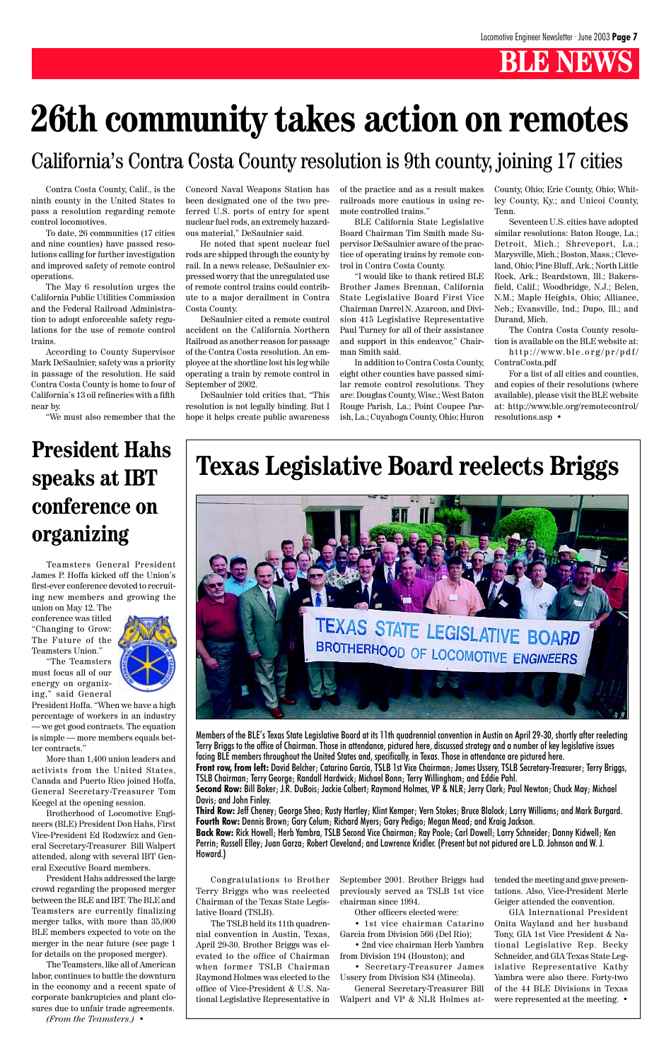# BLE NEWS

# 26th community takes action on remotes

## California's Contra Costa County resolution is 9th county, joining 17 cities

Contra Costa County, Calif., is the ninth county in the United States to pass a resolution regarding remote control locomotives.

To date, 26 communities (17 cities and nine counties) have passed resolutions calling for further investigation and improved safety of remote control operations.

The May 6 resolution urges the California Public Utilities Commission and the Federal Railroad Administration to adopt enforceable safety regulations for the use of remote control trains.

According to County Supervisor Mark DeSaulnier, safety was a priority in passage of the resolution. He said Contra Costa County is home to four of California's 13 oil refineries with a fifth near by.

"We must also remember that the Concord Naval Weapons Station has been designated one of the two preferred U.S. ports of entry for spent nuclear fuel rods, an extremely hazardous material," DeSaulnier said.

He noted that spent nuclear fuel rods are shipped through the county by rail. In a news release, DeSaulnier expressed worry that the unregulated use of remote control trains could contribute to a major derailment in Contra Costa County.

DeSaulnier cited a remote control accident on the California Northern Railroad as another reason for passage of the Contra Costa resolution. An employee at the shortline lost his leg while operating a train by remote control in September of 2002.

DeSaulnier told critics that, "This resolution is not legally binding. But I hope it helps create public awareness of the practice and as a result makes railroads more cautious in using remote controlled trains."

BLE California State Legislative Board Chairman Tim Smith made Supervisor DeSaulnier aware of the practice of operating trains by remote control in Contra Costa County.

"I would like to thank retired BLE Brother James Brennan, California State Legislative Board First Vice Chairman Darrel N. Azarcon, and Division 415 Legislative Representative Paul Turney for all of their assistance and support in this endeavor," Chairman Smith said.

In addition to Contra Costa County, eight other counties have passed similar remote control resolutions. They are: Douglas County, Wisc.; West Baton Rouge Parish, La.; Point Coupee Parish, La.; Cuyahoga County, Ohio; Huron County, Ohio; Erie County, Ohio; Whitley County, Ky.; and Unicoi County, Tenn.

Seventeen U.S. cities have adopted similar resolutions: Baton Rouge, La.; Detroit, Mich.; Shreveport, La.; Marysville, Mich.; Boston, Mass.; Cleveland, Ohio; Pine Bluff, Ark.; North Little Rock, Ark.; Beardstown, Ill.; Bakersfield, Calif.; Woodbridge, N.J.; Belen, N.M.; Maple Heights, Ohio; Alliance, Neb.; Evansville, Ind.; Dupo, Ill.; and Durand, Mich.

The Contra Costa County resolution is available on the BLE website at: http://www.ble.org/pr/pdf/ContraCosta.pdf

For a list of all cities and counties, and copies of their resolutions (where available), please visit the BLE website at: http://www.ble.org/remotecontrol/resolutions.asp •

# President Hahs speaks at IBT conference on organizing

Teamsters General President James P. Hoffa kicked off the Union's first-ever conference devoted to recruiting new members and growing the union on May 12. The conference was titled "Changing to Grow: The Future of the Teamsters Union."

"The Teamsters must focus all of our energy on organizing," said General President Hoffa. "When we have a high percentage of workers in an industry — we get good contracts. The equation is simple — more members equals better contracts."

More than 1,400 union leaders and activists from the United States, Canada and Puerto Rico joined Hoffa, General Secretary-Treasurer Tom Keegel at the opening session.

Brotherhood of Locomotive Engineers (BLE) President Don Hahs, First Vice-President Ed Rodzwicz and General Secretary-Treasurer Bill Walpert attended, along with several IBT General Executive Board members.

President Hahs addressed the large crowd regarding the proposed merger between the BLE and IBT. The BLE and Teamsters are currently finalizing merger talks, with more than 35,000 BLE members expected to vote on the merger in the near future (see page 1 for details on the proposed merger).

The Teamsters, like all of American labor, continues to battle the downturn in the economy and a recent spate of corporate bankruptcies and plant closures due to unfair trade agreements.

*(From the Teamsters.)* •

# Texas Legislative Board reelects Briggs

Members of the BLE's Texas State Legislative Board at its 11th quadrennial convention in Austin on April 29-30, shortly after reelecting Terry Briggs to the office of Chairman. Those in attendance, pictured here, discussed strategy and a number of key legislative issues facing BLE members throughout the United States and, specifically, in Texas. Those in attendance are pictured here.

**Front row, from left:** David Belcher; Catarino Garcia, TSLB 1st Vice Chairman; James Ussery, TSLB Secretary-Treasurer; Terry Briggs, TSLB Chairman; Terry George; Randall Hardwick; Michael Bonn; Terry Willingham; and Eddie Pahl.

**Second Row:** Bill Baker; J.R. DuBois; Jackie Colbert; Raymond Holmes, VP & NLR; Jerry Clark; Paul Newton; Chuck May; Michael Davis; and John Finley.

**Third Row:** Jeff Cheney; George Shea; Rusty Hartley; Klint Kemper; Vern Stokes; Bruce Blalock; Larry Williams; and Mark Burgard.

**Fourth Row:** Dennis Brown; Gary Celum; Richard Myers; Gary Pedigo; Megan Mead; and Kraig Jackson.

**Back Row:** Rick Howell; Herb Yambra, TSLB Second Vice Chairman; Ray Poole; Carl Dowell; Larry Schneider; Danny Kidwell; Ken Perrin; Russell Elley; Juan Garza; Robert Cleveland; and Lawrence Kridler. (Present but not pictured are L.D. Johnson and W. J. Howard.)

Congratulations to Brother Terry Briggs who was reelected Chairman of the Texas State Legislative Board (TSLB).

The TSLB held its 11th quadrennial convention in Austin, Texas, April 29-30. Brother Briggs was elevated to the office of Chairman when former TSLB Chairman Raymond Holmes was elected to the office of Vice-President & U.S. National Legislative Representative in September 2001. Brother Briggs had previously served as TSLB 1st vice chairman since 1994.

Other officers elected were:

- 1st vice chairman Catarino Garcia from Division 566 (Del Rio);
- 2nd vice chairman Herb Yambra from Division 194 (Houston); and
- Secretary-Treasurer James Ussery from Division 834 (Mineola).

General Secretary-Treasurer Bill Walpert and VP & NLR Holmes attended the meeting and gave presentations. Also, Vice-President Merle Geiger attended the convention.

GIA International President Onita Wayland and her husband Tony, GIA 1st Vice President & National Legislative Rep. Becky Schneider, and GIA Texas State Legislative Representative Kathy Yambra were also there. Forty-two of the 44 BLE Divisions in Texas were represented at the meeting. •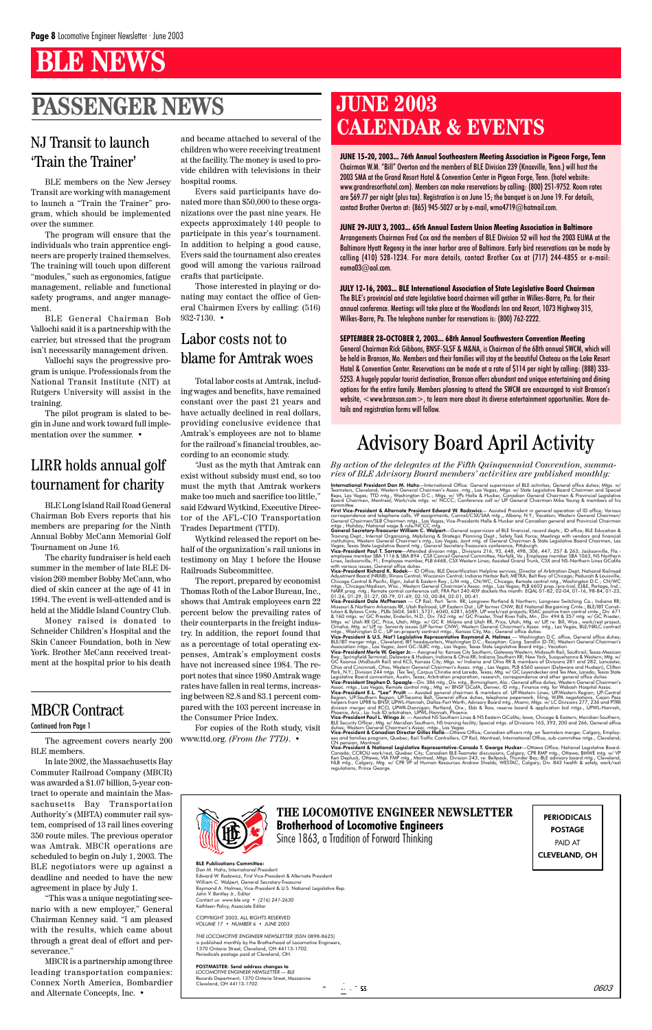# BLE NEWS

# PASSENGER NEWS

## NJ Transit to launch 'Train the Trainer'

BLE members on the New Jersey Transit are working with management to launch a "Train the Trainer" program, which should be implemented over the summer.

The program will ensure that the individuals who train apprentice engineers are properly trained themselves. The training will touch upon different "modules," such as ergonomics, fatigue management, reliable and functional safety programs, and anger management.

BLE General Chairman Bob Vallochi said it is a partnership with the carrier, but stressed that the program isn't necessarily management driven.

Vallochi says the progressive program is unique. Professionals from the National Transit Institute (NIT) at Rutgers University will assist in the training.

The pilot program is slated to begin in June and work toward full implementation over the summer. •

## LIRR holds annual golf tournament for charity

BLE Long Island Rail Road General Chairman Bob Evers reports that his members are preparing for the Ninth Annual Bobby McCann Memorial Golf Tournament on June 16.

The charity fundraiser is held each summer in the member of late BLE Division 269 member Bobby McCann, who died of skin cancer at the age of 41 in 1994. The event is well-attended and is held at the Middle Island Country Club.

Money raised is donated to Schneider Children's Hospital and the Skin Cancer Foundation, both in New York. Brother McCann received treatment at the hospital prior to his death and became attached to several of the children who were receiving treatment at the facility. The money is used to provide children with televisions in their hospital rooms.

Evers said participants have donated more than $50,000 to these organizations over the past nine years. He expects approximately 140 people to participate in this year's tournament. In addition to helping a good cause, Evers said the tournament also creates good will among the various railroad crafts that participate.

Those interested in playing or donating may contact the office of General Chairmen Evers by calling: (516) 932-7130. •

## MBCR Contract

Continued from Page 1

The agreement covers nearly 200 BLE members.

In late 2002, the Massachusetts Bay Commuter Railroad Company (MBCR) was awarded a $1.07 billion, 5-year contract to operate and maintain the Massachusetts Bay Transportation Authority's (MBTA) commuter rail system, comprised of 13 rail lines covering 350 route miles. The previous operator was Amtrak. MBCR operations are scheduled to begin on July 1, 2003. The BLE negotiators were up against a deadline and needed to have the new agreement in place by July 1.

"This was a unique negotiating scenario with a new employer," General Chairman Kenney said. "I am pleased with the results, which came about through a great deal of effort and perseverance."

MBCR is a partnership among three leading transportation companies: Connex North America, Bombardier and Alternate Concepts, Inc. •

## Labor costs not to blame for Amtrak woes

Total labor costs at Amtrak, including wages and benefits, have remained constant over the past 21 years and have actually declined in real dollars, providing conclusive evidence that Amtrak's employees are not to blame for the railroad's financial troubles, according to an economic study.

'Just as the myth that Amtrak can exist without subsidy must end, so too must the myth that Amtrak workers make too much and sacrifice too little," said Edward Wytkind, Executive Director of the AFL-CIO Transportation Trades Department (TTD).

Wytkind released the report on behalf of the organization's rail unions in testimony on May 1 before the House Railroads Subcommittee.

The report, prepared by economist Thomas Roth of the Labor Bureau, Inc., shows that Amtrak employees earn 22 percent below the prevailing rates of their counterparts in the freight industry. In addition, the report found that as a percentage of total operating expenses, Amtrak's employment costs have not increased since 1984. The report notes that since 1980 Amtrak wage rates have fallen in real terms, increasing between 82.8 and 83.1 percent compared with the 103 percent increase in the Consumer Price Index.

For copies of the Roth study, visit www.ttd.org. *(From the TTD).* •

# JUNE 2003 CALENDAR & EVENTS

**JUNE 15-20, 2003... 76th Annual Southeastern Meeting Association in Pigeon Forge, Tenn**
Chairman W.M. "Bill" Overton and the members of BLE Division 239 (Knoxville, Tenn.) will host the 2003 SMA at the Grand Resort Hotel & Convention Center in Pigeon Forge, Tenn. (hotel website: www.grandresorthotel.com). Members can make reservations by calling: (800) 251-9752. Room rates are $69.77 per night (plus tax). Registration is on June 15; the banquet is on June 19. For details, contact Brother Overton at: (865) 945-5027 or by e-mail, wmo4719@hotmail.com.

**JUNE 29-JULY 3, 2003... 65th Annual Eastern Union Meeting Association in Baltimore**
Arrangements Chairman Fred Cox and the members of BLE Division 52 will host the 2003 EUMA at the Baltimore Hyatt Regency in the inner harbor area of Baltimore. Early bird reservations can be made by calling (410) 528-1234. For more details, contact Brother Cox at (717) 244-4855 or e-mail: euma03@aol.com.

**JULY 12-16, 2003... BLE International Association of State Legislative Board Chairman**
The BLE's provincial and state legislative board chairmen will gather in Wilkes-Barre, Pa. for their annual conference. Meetings will take place at the Woodlands Inn and Resort, 1073 Highway 315, Wilkes-Barre, Pa. The telephone number for reservations is: (800) 762-2222.

**SEPTEMBER 28-OCTOBER 2, 2003... 68th Annual Southwestern Convention Meeting**
General Chairman Rick Gibbons, BNSF-SLSF & M&NA, is Chairman of the 68th annual SWCM, which will be held in Branson, Mo. Members and their families will stay at the beautiful Chateau on the Lake Resort Hotel & Convention Center. Reservations can be made at a rate of $114 per night by calling: (888) 333-5253. A hugely popular tourist destination, Branson offers abundant and unique entertaining and dining options for the entire family. Members planning to attend the SWCM are encouraged to visit Branson's website, <www.branson.com>, to learn more about its diverse entertainment opportunities. More details and registration forms will follow.

# Advisory Board April Activity

*By action of the delegates at the Fifth Quinquennial Convention, summaries of BLE Advisory Board members' activities are published monthly:*

**International President Don M. Hahs**—International Office: General supervision of BLE activities; General office duties; Mtgs. w/ Teamsters, Cleveland; Western General Chairmen's Assoc. mtg., Las Vegas; Mtgs. w/ State Legislative Board Chairmen and Special Reps, Las Vegas; TTD mtg., Washington D.C.; Mtgs. w/ VPs Hallé & Hucker, Canadian General Chairmen & Provincial Legislative Board Chairmen, Montreal; Work/rule mtgs. w/ NCCC; Conference call w/ UP General Chairman Mike Young & members of his committee.

**First Vice-President & Alternate President Edward W. Rodzwicz**— Assisted President in general operation of ID office; Various correspondence and telephone calls; VP assignments; Conrail/CSX/SAA mtg., Albany, N.Y.; Vacation; Western General Chairmen/General Chairmen/SLB Chairmen mtgs., Las Vegas; Vice-Presidents Hallé & Hucker and Canadian general and Provincial Chairmen mtgs.; Holiday; National wage & rule/NCCC mtg.

**General Secretary-Treasurer William C. Walpert**—General supervision of BLE financial, record depts.; ID office; BLE Education & Training Dept.; Internal Organizing, Mobilizing & Strategic Planning Dept.; Safety Task Force; Meetings with vendors and financial institutions; Western General Chairmen's mtg., Las Vegas; Joint mtg. of General Chairmen & State Legislative Board Chairmen, Las Vegas; Texas State Legislative Board mtg.; General Secretary-Treasurers conference, Pittsburgh.

**Vice-President Paul T. Sorrow**—Attended division mtgs., Divisions 216, 92, 648, 498, 306, 447, 257 & 263, Jacksonville, Fla.-employee member SBA 1116 & SBA 894 ; CSX Conrail General Committee, Norfolk, Va.; Employee member SBA 1063, NS Northern Lines, Jacksonville, Fl.; Employee member, PLB 6468, CSX Western Lines, Assisted Grand Trunk, CSX and NS-Northern Lines GCofAs with various issues; General office duties.

**Vice-President Richard K. Radek**—ID Office; BLE Decertification Helpline services; Director of Arbitration Dept; National Railroad Adjustment Board (NRAB); Illinois Central; Wisconsin Central; Indiana Harbor Belt; METRA; Belt Rwy. of Chicago; Paducah & Louisville; Chicago Central & Pacific; Elgin, Joliet & Eastern Rwy.; L/M mtg., CN/WC, Chicago; Remote control mtg., Washington D.C.; CN/WC mtgs., Chicago/Madison, Wisc.; Western General Chairmen's Assoc. mtgs., Las Vegas; PLB 6603 prep./pre-trial, EJ&E, Portage, Ind.; NARR prog. mtg.; Remote control conference call; FRA Part 240.409 dockets this month: EQAL 01-82, 02-04, 01-16, 98-84, 01-23, 01-26, 01-29, 01-27, 00-79, 01-69, 02-10, 00-84, 02-01, 00-41.

**Vice-President Dale McPherson** — CP Rail; Port. Term. RR; Longview Portland & Northern; Longview Switching Co.; Indiana RR; Missouri & Northern Arkansas RR; Utah Railroad; UP Eastern Dist.; UP former CNW; BLE National Bargaining Cmte.; BLE/IBT Constitution & Bylaws Cmte.; PLBs 5604, 5681, 5721, 6040, 6281, 6589; UP work/rest projects; RSAC positive train control cmte.; Div. 671 & 160 mtgs. w/ GC Priester, Enderlin, N.D.; Div. 762 mtg. w/ GC Priester, Thief River Falls, Mn.; Div. 494 & 357 mtg. w/ GC Priester; Mtgs. w/ Utah RR GC, Price, Utah; Mtgs. w/ GC R. Milano and Utah RR, Price, Utah; Mtg. w/ UP, re: Bill, Wyo., work/rest project, Omaha; Mtg. w/ UP, re: Seniority issues (UP former CNW); Western General Chairmen's Assoc. mtg., Las Vegas; BLE/NRLC contract mtgs., Washington D.C.; UP on-property contract mtgs., Kansas City, Mo.; General office duties.

**Vice-President & U.S. Nat'l Legislative Representative Raymond A. Holmes** — Washington D.C. office; General office duties; BLE/IBT merger mtgs., Cleveland; IBT headquarters, Washington D.C.; Reception: Cong. Sandlin (D-TX); Western General Chairmen's Association mtgs., Las Vegas; Joint GC-SLBC mtg., Las Vegas; Texas State Legislative Board mtgs.; Vacation.

**Vice-President Merle W. Geiger Jr.**—Assigned to: Kansas City Southern; Gateway Western; Midsouth Rail; Southrail; Texas-Mexican Rwy.; Springfield Terminal; Delaware & Hudson; Indiana & Ohio RR; Indiana Southern RR; New York, Susquehanna & Western; Mtg. w/ GC Kaonce (MidSouth Rail) and KCS, Kansas City; Mtgs. w/ Indiana and Ohio RR & members of Divisions 281 and 282, Lancaster, Ohio and Cincinnati, Ohio; Western General Chairmen's Assoc. mtgs., Las Vegas; PLB 6560 session (Delaware and Hudson), Clifton Park, N.Y.; Division 244 mtgs. (Tex Tex), Corpus Christie and Laredo, Texas; Mtg. w/ GC Leyendecker and Tex Mex, Laredo; Texas State Legislative Board convention, Austin, Texas; Arbitration preparation, research, correspondence and other general office duties.

**Vice-President Stephen D. Speagle**—Div. 386 mtg.; Div. mtg., Birmingham, Ala.; General office duties; Western General Chairmen's Assoc. mtgs., Las Vegas; Remote control mtg.; Mtg. w/ BNSF GCofA, Denver; ID mtg.; Finance mtg. for Wabash Hospital Assoc.

**Vice-President E.L. "Lee" Pruitt** — Assisted general chairmen & members of: UP-Western Lines; UP-Western Region; UP-Central Region; UP-Southern Region; UP-Tacoma Belt; General office duties, telephone paperwork, filing; WJPA negotiations, Cajon Pass helpers from UPRR to BNSF, UPWL-Hannah, Dallas-Fort Worth; Advisory Board mtg., Miami; Mtgs. w/ LC Divisions 277, 236 and PTRR division merger and RCO, UPWR-Donnigan, Portland, Ore.; Ebb & flow, reserve board & application bid mtgs., UPWL-Hannah, Phoenix, Ariz.; La. hub ID arbitration, UPWL-Hannah, Phoenix.

**Vice-President Paul L. Wingo Jr.** — Assisted NS Southern Lines & NS Eastern GCofAs; Iowa, Chicago & Eastern; Meridian Southern; BLE Security Officer; Mtg. w/ Meridian Southern; NS training facility; Special mtgs. of Divisions 165, 393, 200 and 266; General office duties; Western General Chairmen's Assoc. mtgs., Las Vegas.

**Vice-President & Canadian Director Gilles Hallé**—Ottawa Office; Canadian officers mtg. on Teamsters merger, Calgary; Employees and families program, Quebec; Rail Traffic Controllers, CP Rail, Montreal; International Office, sub-committee mtgs., Cleveland; CN pension, Montreal.

**Vice-President & National Legislative Representative-Canada T. George Hucker**—Ottawa Office; National Legislative Board-Canada; CCROU work/rest, Quebec City; Canadian BLE-Teamster discussions, Calgary; CPR RMP mtg., Ottawa; BMWE mtg. w/ VP Ken Deptuck, Ottawa; VIA FMP mtg., Montreal; Mtgs. Division 243, re: Beltpack, Thunder Bay; BLE advisory board mtg., Cleveland; NLB mtg., Calgary; Mtg. w/ CPR VP of Human Resources Andrew Shields; WESTAC, Calgary; Div. 843 health & safety, work/rest regulations; Prince George.

---

**THE LOCOMOTIVE ENGINEER NEWSLETTER**
**Brotherhood of Locomotive Engineers**
Since 1863, a Tradition of Forward Thinking

**PERIODICALS POSTAGE PAID AT CLEVELAND, OH**

**BLE Publications Committee:**
Don M. Hahs, International President
Edward W. Rodzwicz, First Vice-President & Alternate President
William C. Walpert, General Secretary-Treasurer
Raymond A. Holmes, Vice-President & U.S. National Legislative Rep.
John V. Bentley Jr., Editor
*Contact us: www.ble.org • (216) 241-2630*
Kathleen Policy, Associate Editor

COPYRIGHT 2003, ALL RIGHTS RESERVED
*VOLUME 17 • NUMBER 6 • JUNE 2003*

*THE LOCOMOTIVE ENGINEER NEWSLETTER* (ISSN 0898-8625) is published monthly by the Brotherhood of Locomotive Engineers, 1370 Ontario Street, Cleveland, OH 44113-1702. Periodicals postage paid at Cleveland, OH.

**POSTMASTER: Send address changes to**
*LOCOMOTIVE ENGINEER NEWSLETTER — BLE*
Records Department, 1370 Ontario Street, Mezzanine
Cleveland, OH 44113-1702.